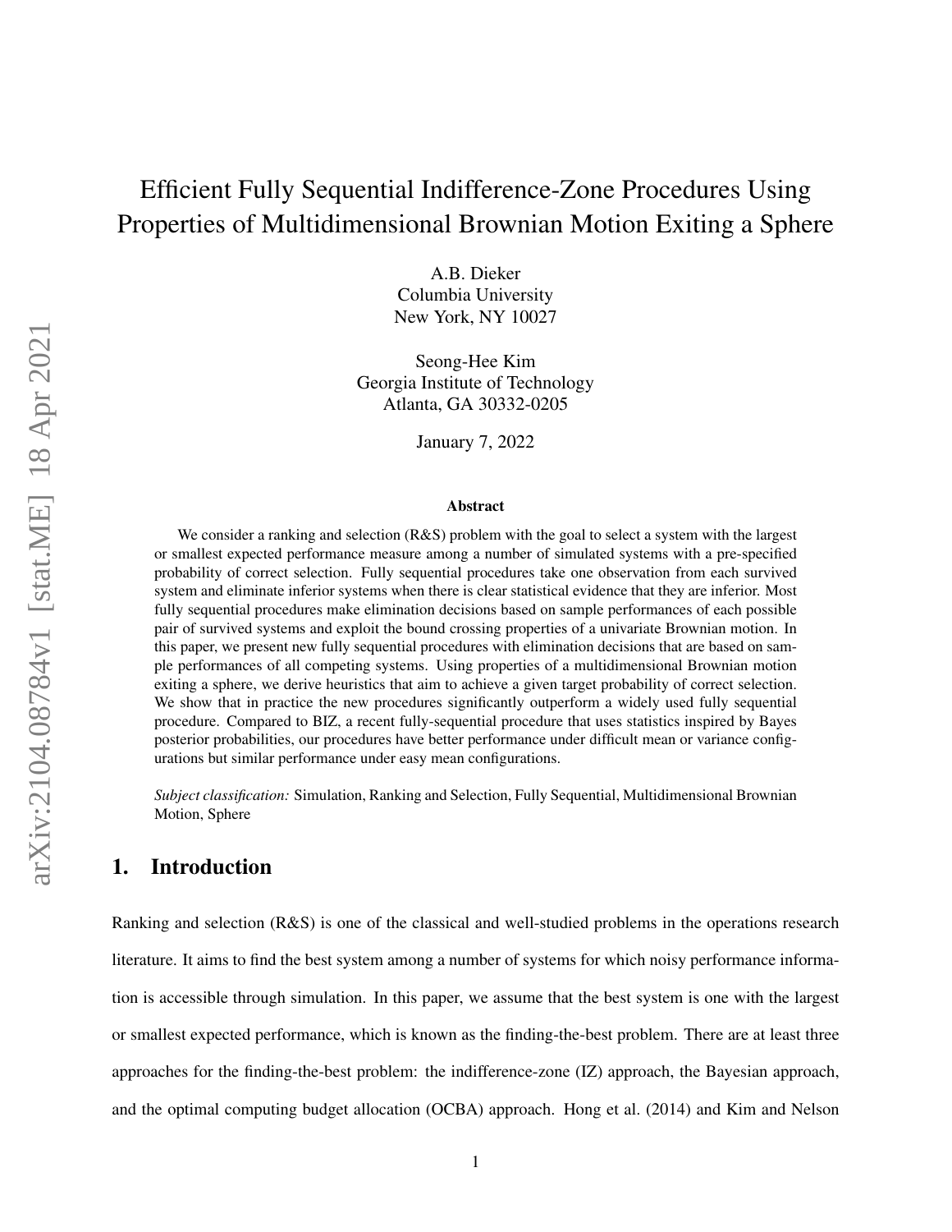# Efficient Fully Sequential Indifference-Zone Procedures Using Properties of Multidimensional Brownian Motion Exiting a Sphere

A.B. Dieker
Columbia University
New York, NY 10027

Seong-Hee Kim
Georgia Institute of Technology
Atlanta, GA 30332-0205

January 7, 2022

### Abstract

We consider a ranking and selection (R&S) problem with the goal to select a system with the largest or smallest expected performance measure among a number of simulated systems with a pre-specified probability of correct selection. Fully sequential procedures take one observation from each survived system and eliminate inferior systems when there is clear statistical evidence that they are inferior. Most fully sequential procedures make elimination decisions based on sample performances of each possible pair of survived systems and exploit the bound crossing properties of a univariate Brownian motion. In this paper, we present new fully sequential procedures with elimination decisions that are based on sample performances of all competing systems. Using properties of a multidimensional Brownian motion exiting a sphere, we derive heuristics that aim to achieve a given target probability of correct selection. We show that in practice the new procedures significantly outperform a widely used fully sequential procedure. Compared to BIZ, a recent fully-sequential procedure that uses statistics inspired by Bayes posterior probabilities, our procedures have better performance under difficult mean or variance configurations but similar performance under easy mean configurations.

*Subject classification:* Simulation, Ranking and Selection, Fully Sequential, Multidimensional Brownian Motion, Sphere

## 1. Introduction

Ranking and selection (R&S) is one of the classical and well-studied problems in the operations research literature. It aims to find the best system among a number of systems for which noisy performance information is accessible through simulation. In this paper, we assume that the best system is one with the largest or smallest expected performance, which is known as the finding-the-best problem. There are at least three approaches for the finding-the-best problem: the indifference-zone (IZ) approach, the Bayesian approach, and the optimal computing budget allocation (OCBA) approach. Hong et al. (2014) and Kim and Nelson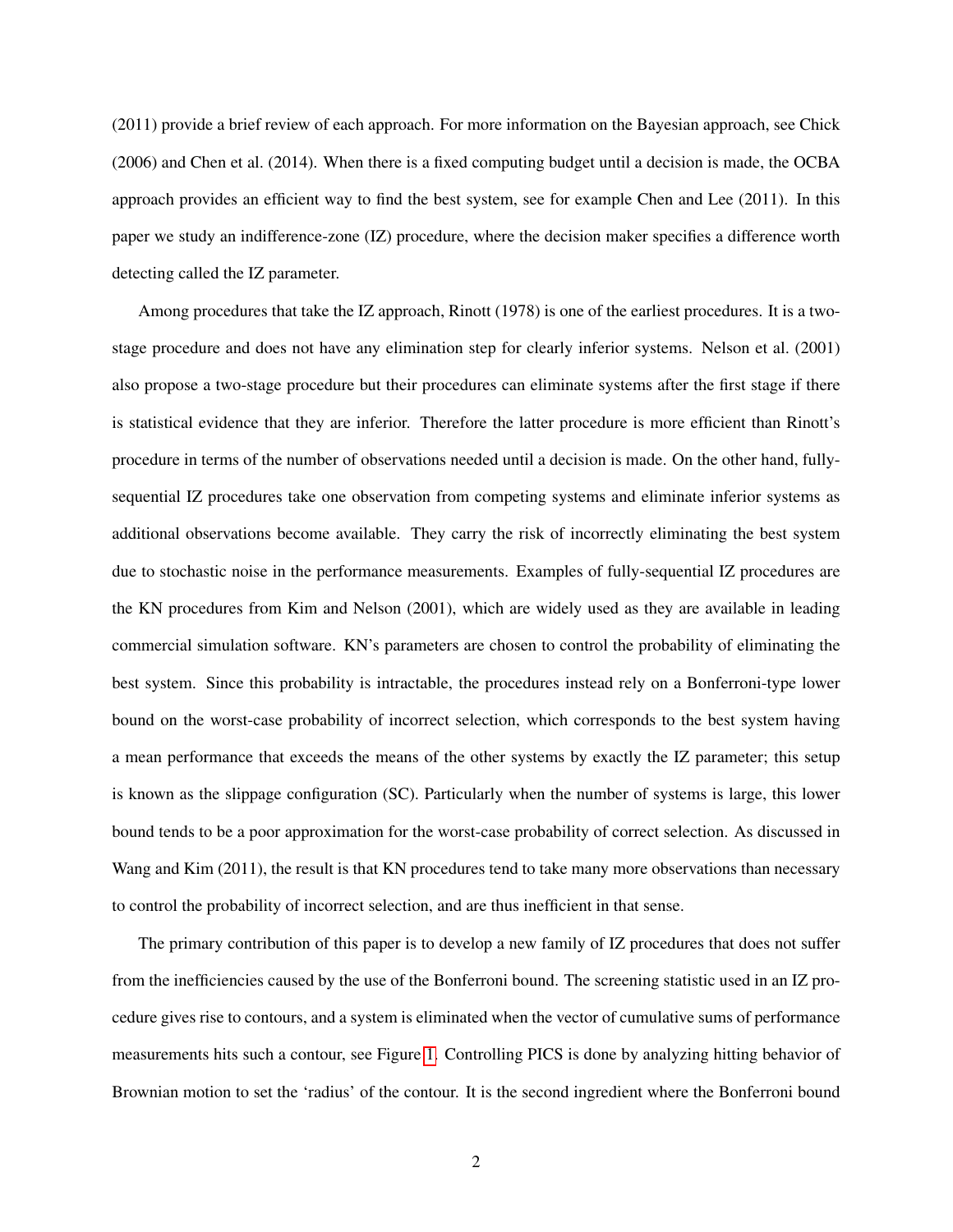(2011) provide a brief review of each approach. For more information on the Bayesian approach, see Chick (2006) and Chen et al. (2014). When there is a fixed computing budget until a decision is made, the OCBA approach provides an efficient way to find the best system, see for example Chen and Lee (2011). In this paper we study an indifference-zone (IZ) procedure, where the decision maker specifies a difference worth detecting called the IZ parameter.

Among procedures that take the IZ approach, Rinott (1978) is one of the earliest procedures. It is a two-stage procedure and does not have any elimination step for clearly inferior systems. Nelson et al. (2001) also propose a two-stage procedure but their procedures can eliminate systems after the first stage if there is statistical evidence that they are inferior. Therefore the latter procedure is more efficient than Rinott's procedure in terms of the number of observations needed until a decision is made. On the other hand, fully-sequential IZ procedures take one observation from competing systems and eliminate inferior systems as additional observations become available. They carry the risk of incorrectly eliminating the best system due to stochastic noise in the performance measurements. Examples of fully-sequential IZ procedures are the KN procedures from Kim and Nelson (2001), which are widely used as they are available in leading commercial simulation software. KN's parameters are chosen to control the probability of eliminating the best system. Since this probability is intractable, the procedures instead rely on a Bonferroni-type lower bound on the worst-case probability of incorrect selection, which corresponds to the best system having a mean performance that exceeds the means of the other systems by exactly the IZ parameter; this setup is known as the slippage configuration (SC). Particularly when the number of systems is large, this lower bound tends to be a poor approximation for the worst-case probability of correct selection. As discussed in Wang and Kim (2011), the result is that KN procedures tend to take many more observations than necessary to control the probability of incorrect selection, and are thus inefficient in that sense.

The primary contribution of this paper is to develop a new family of IZ procedures that does not suffer from the inefficiencies caused by the use of the Bonferroni bound. The screening statistic used in an IZ procedure gives rise to contours, and a system is eliminated when the vector of cumulative sums of performance measurements hits such a contour, see Figure 1. Controlling PICS is done by analyzing hitting behavior of Brownian motion to set the 'radius' of the contour. It is the second ingredient where the Bonferroni bound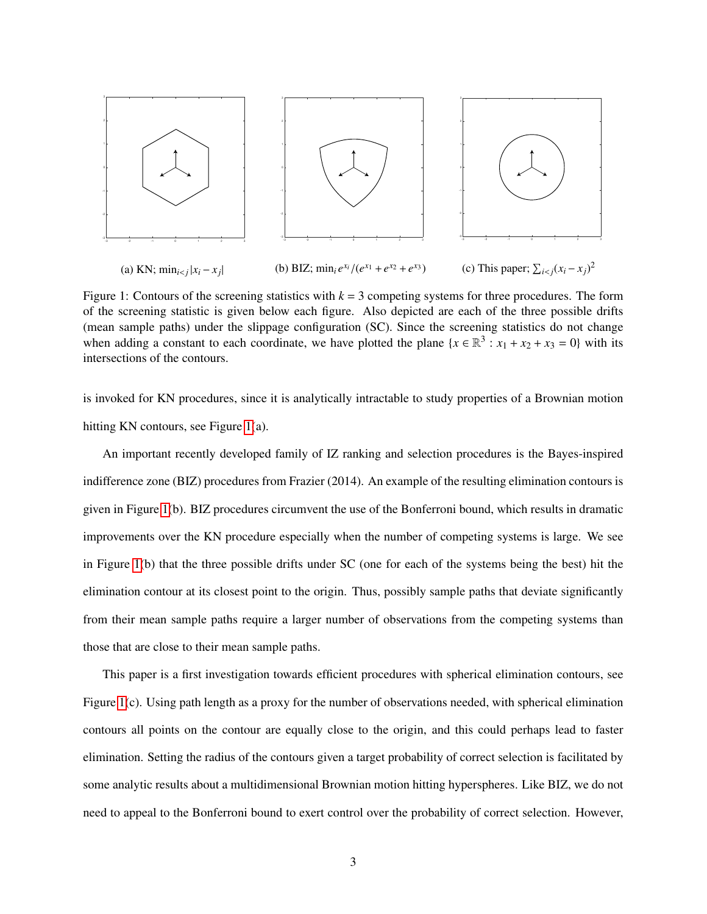(a) KN; $\min_{i<j}|x_i - x_j|$

(b) BIZ; $\min_i e^{x_i}/(e^{x_1} + e^{x_2} + e^{x_3})$

(c) This paper; $\sum_{i<j}(x_i - x_j)^2$

Figure 1: Contours of the screening statistics with $k = 3$ competing systems for three procedures. The form of the screening statistic is given below each figure. Also depicted are each of the three possible drifts (mean sample paths) under the slippage configuration (SC). Since the screening statistics do not change when adding a constant to each coordinate, we have plotted the plane $\{x \in \mathbb{R}^3 : x_1 + x_2 + x_3 = 0\}$ with its intersections of the contours.

is invoked for KN procedures, since it is analytically intractable to study properties of a Brownian motion hitting KN contours, see Figure 1(a).

An important recently developed family of IZ ranking and selection procedures is the Bayes-inspired indifference zone (BIZ) procedures from Frazier (2014). An example of the resulting elimination contours is given in Figure 1(b). BIZ procedures circumvent the use of the Bonferroni bound, which results in dramatic improvements over the KN procedure especially when the number of competing systems is large. We see in Figure 1(b) that the three possible drifts under SC (one for each of the systems being the best) hit the elimination contour at its closest point to the origin. Thus, possibly sample paths that deviate significantly from their mean sample paths require a larger number of observations from the competing systems than those that are close to their mean sample paths.

This paper is a first investigation towards efficient procedures with spherical elimination contours, see Figure 1(c). Using path length as a proxy for the number of observations needed, with spherical elimination contours all points on the contour are equally close to the origin, and this could perhaps lead to faster elimination. Setting the radius of the contours given a target probability of correct selection is facilitated by some analytic results about a multidimensional Brownian motion hitting hyperspheres. Like BIZ, we do not need to appeal to the Bonferroni bound to exert control over the probability of correct selection. However,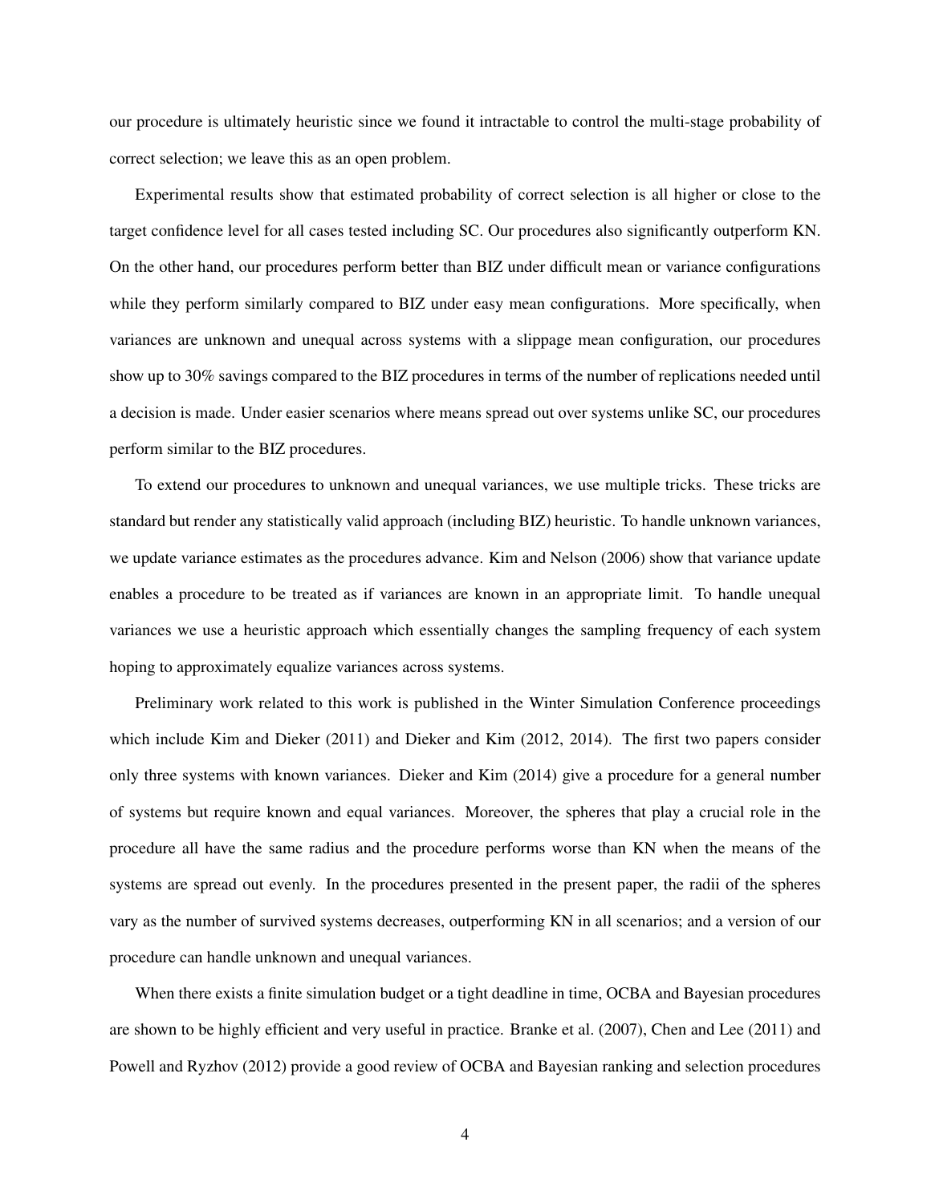our procedure is ultimately heuristic since we found it intractable to control the multi-stage probability of correct selection; we leave this as an open problem.

Experimental results show that estimated probability of correct selection is all higher or close to the target confidence level for all cases tested including SC. Our procedures also significantly outperform KN. On the other hand, our procedures perform better than BIZ under difficult mean or variance configurations while they perform similarly compared to BIZ under easy mean configurations. More specifically, when variances are unknown and unequal across systems with a slippage mean configuration, our procedures show up to 30% savings compared to the BIZ procedures in terms of the number of replications needed until a decision is made. Under easier scenarios where means spread out over systems unlike SC, our procedures perform similar to the BIZ procedures.

To extend our procedures to unknown and unequal variances, we use multiple tricks. These tricks are standard but render any statistically valid approach (including BIZ) heuristic. To handle unknown variances, we update variance estimates as the procedures advance. Kim and Nelson (2006) show that variance update enables a procedure to be treated as if variances are known in an appropriate limit. To handle unequal variances we use a heuristic approach which essentially changes the sampling frequency of each system hoping to approximately equalize variances across systems.

Preliminary work related to this work is published in the Winter Simulation Conference proceedings which include Kim and Dieker (2011) and Dieker and Kim (2012, 2014). The first two papers consider only three systems with known variances. Dieker and Kim (2014) give a procedure for a general number of systems but require known and equal variances. Moreover, the spheres that play a crucial role in the procedure all have the same radius and the procedure performs worse than KN when the means of the systems are spread out evenly. In the procedures presented in the present paper, the radii of the spheres vary as the number of survived systems decreases, outperforming KN in all scenarios; and a version of our procedure can handle unknown and unequal variances.

When there exists a finite simulation budget or a tight deadline in time, OCBA and Bayesian procedures are shown to be highly efficient and very useful in practice. Branke et al. (2007), Chen and Lee (2011) and Powell and Ryzhov (2012) provide a good review of OCBA and Bayesian ranking and selection procedures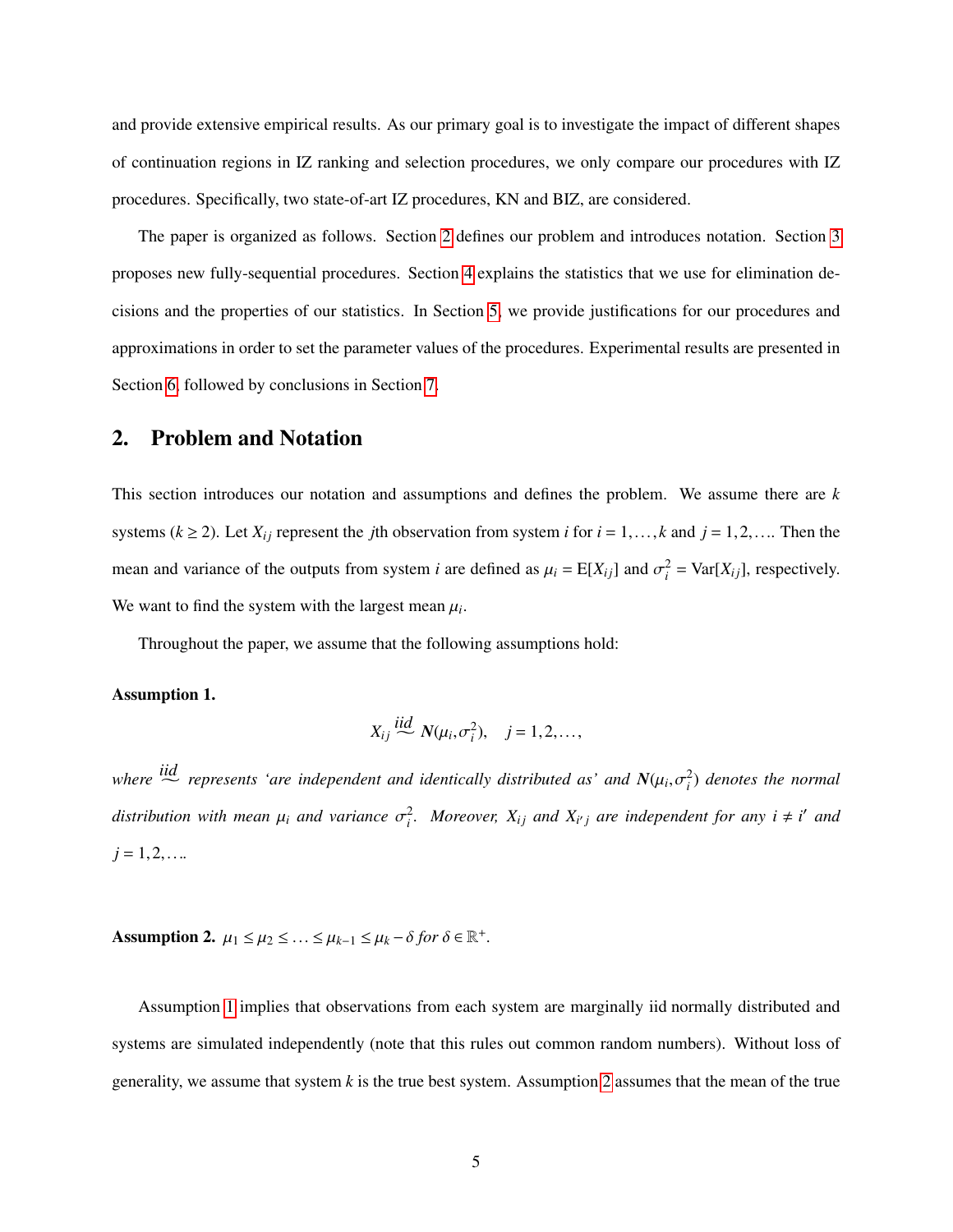and provide extensive empirical results. As our primary goal is to investigate the impact of different shapes of continuation regions in IZ ranking and selection procedures, we only compare our procedures with IZ procedures. Specifically, two state-of-art IZ procedures, KN and BIZ, are considered.

The paper is organized as follows. Section 2 defines our problem and introduces notation. Section 3 proposes new fully-sequential procedures. Section 4 explains the statistics that we use for elimination decisions and the properties of our statistics. In Section 5, we provide justifications for our procedures and approximations in order to set the parameter values of the procedures. Experimental results are presented in Section 6, followed by conclusions in Section 7.

## 2. Problem and Notation

This section introduces our notation and assumptions and defines the problem. We assume there are $k$ systems ($k \geq 2$). Let $X_{ij}$ represent the $j$th observation from system $i$ for $i = 1, \ldots, k$ and $j = 1, 2, \ldots$. Then the mean and variance of the outputs from system $i$ are defined as $\mu_i = \mathrm{E}[X_{ij}]$ and $\sigma_i^2 = \mathrm{Var}[X_{ij}]$, respectively. We want to find the system with the largest mean $\mu_i$.

Throughout the paper, we assume that the following assumptions hold:

**Assumption 1.**

$$X_{ij} \overset{iid}{\sim} N(\mu_i, \sigma_i^2), \quad j = 1, 2, \ldots,$$

*where* $\overset{iid}{\sim}$ *represents 'are independent and identically distributed as' and* $N(\mu_i, \sigma_i^2)$ *denotes the normal distribution with mean* $\mu_i$ *and variance* $\sigma_i^2$*. Moreover,* $X_{ij}$ *and* $X_{i'j}$ *are independent for any* $i \neq i'$ *and* $j = 1, 2, \ldots$*.*

**Assumption 2.** $\mu_1 \leq \mu_2 \leq \ldots \leq \mu_{k-1} \leq \mu_k - \delta$ *for* $\delta \in \mathbb{R}^+$*.*

Assumption 1 implies that observations from each system are marginally iid normally distributed and systems are simulated independently (note that this rules out common random numbers). Without loss of generality, we assume that system $k$ is the true best system. Assumption 2 assumes that the mean of the true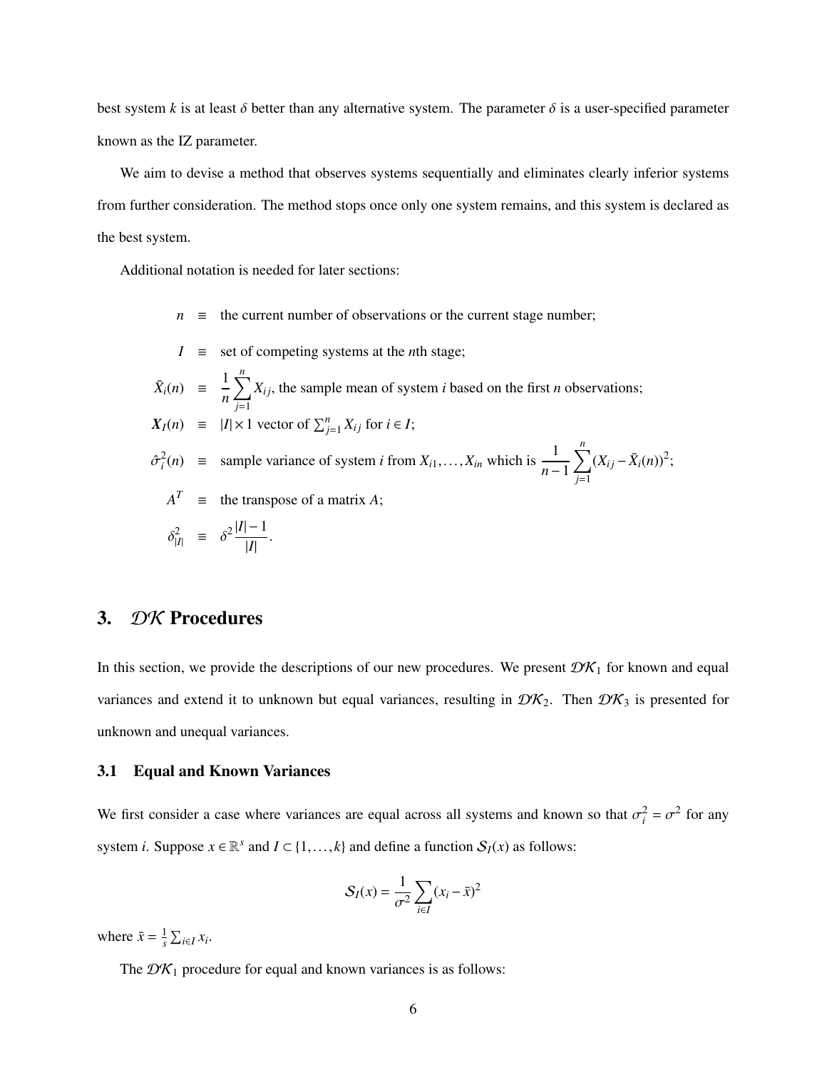best system $k$ is at least $\delta$ better than any alternative system. The parameter $\delta$ is a user-specified parameter known as the IZ parameter.

We aim to devise a method that observes systems sequentially and eliminates clearly inferior systems from further consideration. The method stops once only one system remains, and this system is declared as the best system.

Additional notation is needed for later sections:

$$
\begin{aligned}
n &\equiv \text{the current number of observations or the current stage number;} \\
I &\equiv \text{set of competing systems at the } n\text{th stage;} \\
\bar{X}_i(n) &\equiv \frac{1}{n}\sum_{j=1}^{n} X_{ij}, \text{ the sample mean of system } i \text{ based on the first } n \text{ observations;} \\
\boldsymbol{X}_I(n) &\equiv |I| \times 1 \text{ vector of } \textstyle\sum_{j=1}^{n} X_{ij} \text{ for } i \in I; \\
\hat{\sigma}_i^2(n) &\equiv \text{sample variance of system } i \text{ from } X_{i1}, \ldots, X_{in} \text{ which is } \frac{1}{n-1}\sum_{j=1}^{n}(X_{ij} - \bar{X}_i(n))^2; \\
A^T &\equiv \text{the transpose of a matrix } A; \\
\delta_{|I|}^2 &\equiv \delta^2 \frac{|I|-1}{|I|}.
\end{aligned}
$$

## 3. $\mathcal{DK}$ Procedures

In this section, we provide the descriptions of our new procedures. We present $\mathcal{DK}_1$ for known and equal variances and extend it to unknown but equal variances, resulting in $\mathcal{DK}_2$. Then $\mathcal{DK}_3$ is presented for unknown and unequal variances.

### 3.1 Equal and Known Variances

We first consider a case where variances are equal across all systems and known so that $\sigma_i^2 = \sigma^2$ for any system $i$. Suppose $x \in \mathbb{R}^s$ and $I \subset \{1, \ldots, k\}$ and define a function $\mathcal{S}_I(x)$ as follows:

$$
\mathcal{S}_I(x) = \frac{1}{\sigma^2} \sum_{i \in I} (x_i - \bar{x})^2
$$

where $\bar{x} = \frac{1}{s} \sum_{i \in I} x_i$.

The $\mathcal{DK}_1$ procedure for equal and known variances is as follows: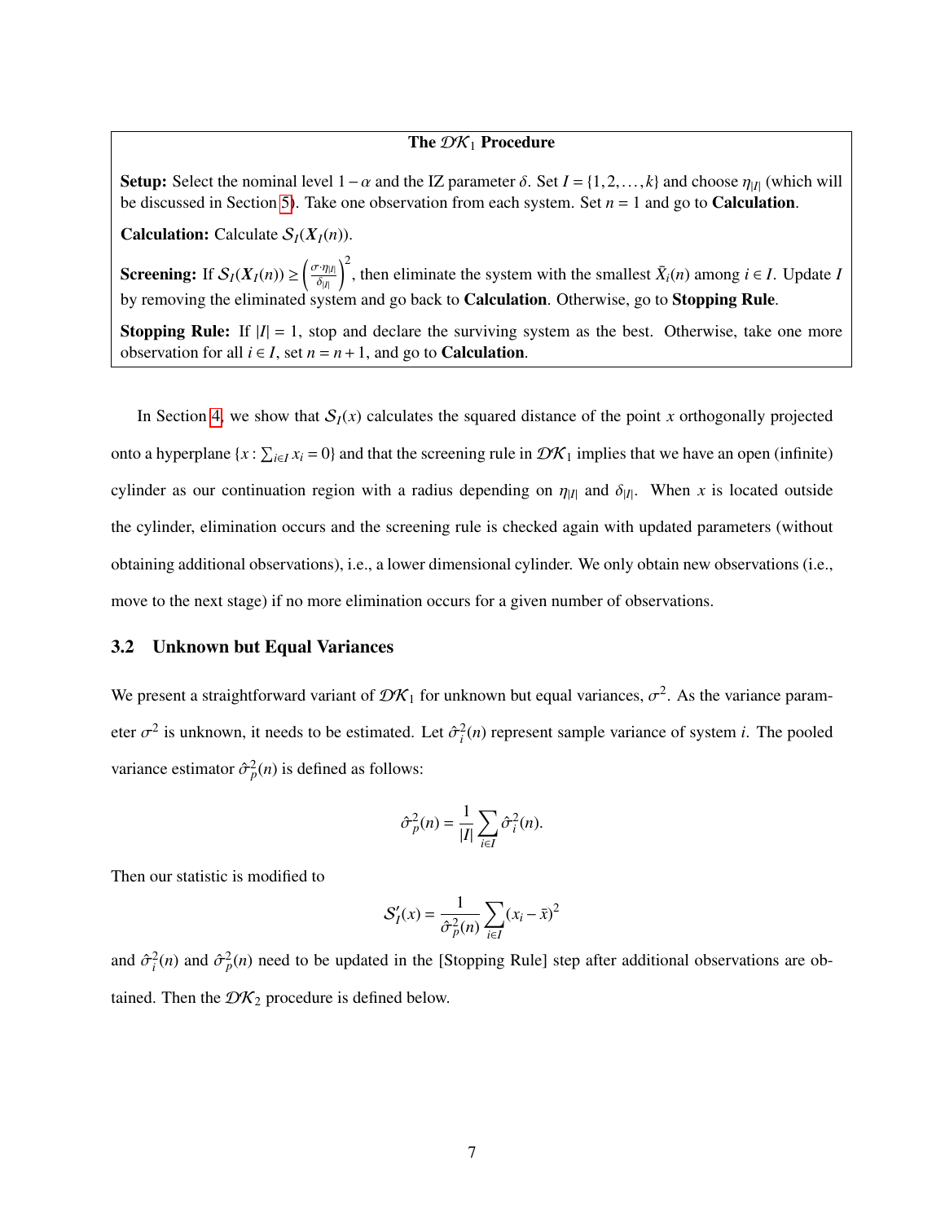**The $\mathcal{DK}_1$ Procedure**

**Setup:** Select the nominal level $1-\alpha$ and the IZ parameter $\delta$. Set $I = \{1, 2, \ldots, k\}$ and choose $\eta_{|I|}$ (which will be discussed in Section 5). Take one observation from each system. Set $n = 1$ and go to **Calculation**.

**Calculation:** Calculate $\mathcal{S}_I(\boldsymbol{X}_I(n))$.

**Screening:** If $\mathcal{S}_I(\boldsymbol{X}_I(n)) \geq \left(\frac{\sigma \cdot \eta_{|I|}}{\delta_{|I|}}\right)^2$, then eliminate the system with the smallest $\bar{X}_i(n)$ among $i \in I$. Update $I$ by removing the eliminated system and go back to **Calculation**. Otherwise, go to **Stopping Rule**.

**Stopping Rule:** If $|I| = 1$, stop and declare the surviving system as the best. Otherwise, take one more observation for all $i \in I$, set $n = n + 1$, and go to **Calculation**.

In Section 4, we show that $\mathcal{S}_I(x)$ calculates the squared distance of the point $x$ orthogonally projected onto a hyperplane $\{x : \sum_{i \in I} x_i = 0\}$ and that the screening rule in $\mathcal{DK}_1$ implies that we have an open (infinite) cylinder as our continuation region with a radius depending on $\eta_{|I|}$ and $\delta_{|I|}$. When $x$ is located outside the cylinder, elimination occurs and the screening rule is checked again with updated parameters (without obtaining additional observations), i.e., a lower dimensional cylinder. We only obtain new observations (i.e., move to the next stage) if no more elimination occurs for a given number of observations.

### 3.2 Unknown but Equal Variances

We present a straightforward variant of $\mathcal{DK}_1$ for unknown but equal variances, $\sigma^2$. As the variance parameter $\sigma^2$ is unknown, it needs to be estimated. Let $\hat{\sigma}_i^2(n)$ represent sample variance of system $i$. The pooled variance estimator $\hat{\sigma}_p^2(n)$ is defined as follows:

$$\hat{\sigma}_p^2(n) = \frac{1}{|I|} \sum_{i \in I} \hat{\sigma}_i^2(n).$$

Then our statistic is modified to

$$\mathcal{S}'_I(x) = \frac{1}{\hat{\sigma}_p^2(n)} \sum_{i \in I} (x_i - \bar{x})^2$$

and $\hat{\sigma}_i^2(n)$ and $\hat{\sigma}_p^2(n)$ need to be updated in the [Stopping Rule] step after additional observations are obtained. Then the $\mathcal{DK}_2$ procedure is defined below.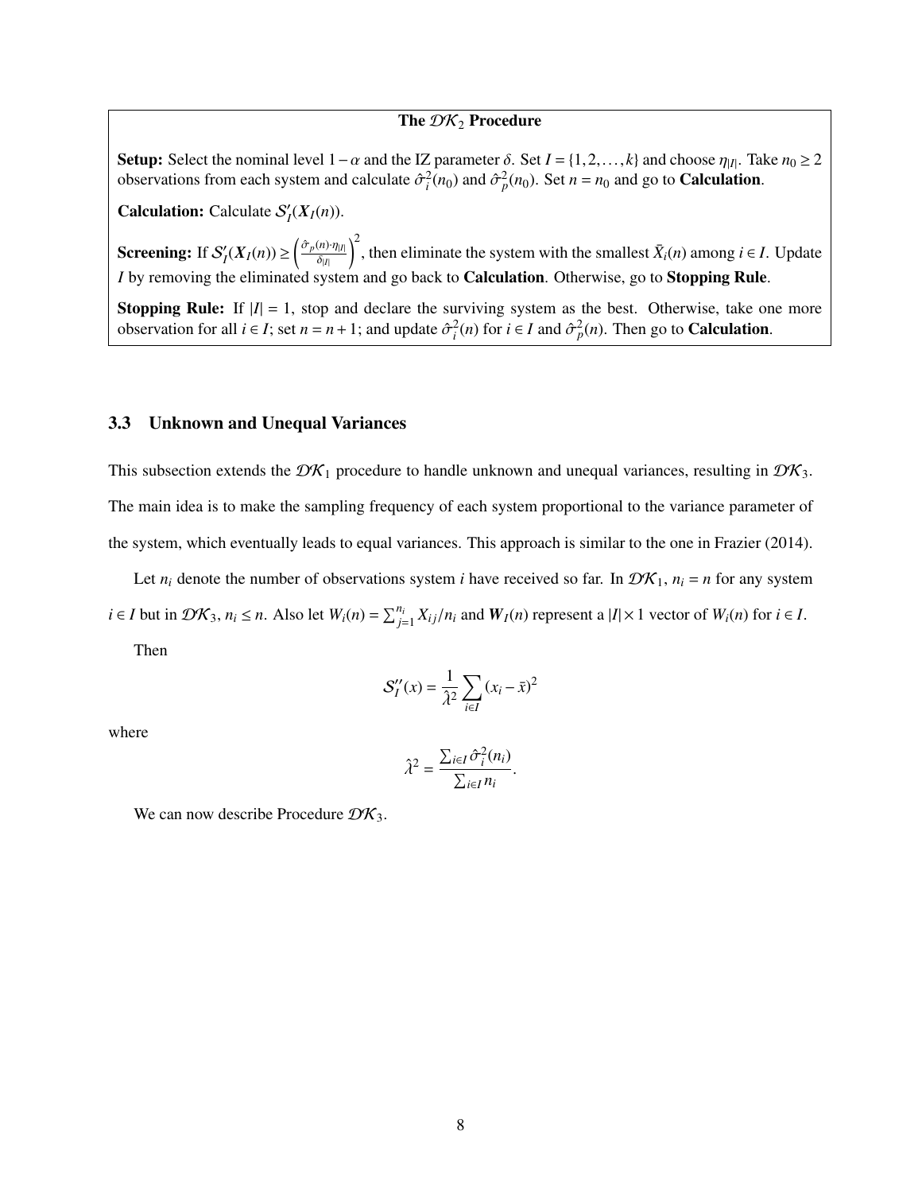**The $\mathcal{DK}_2$ Procedure**

**Setup:** Select the nominal level $1-\alpha$ and the IZ parameter $\delta$. Set $I = \{1, 2, \ldots, k\}$ and choose $\eta_{|I|}$. Take $n_0 \geq 2$ observations from each system and calculate $\hat{\sigma}_i^2(n_0)$ and $\hat{\sigma}_p^2(n_0)$. Set $n = n_0$ and go to **Calculation**.

**Calculation:** Calculate $\mathcal{S}_I'(\boldsymbol{X}_I(n))$.

**Screening:** If $\mathcal{S}_I'(\boldsymbol{X}_I(n)) \geq \left(\frac{\hat{\sigma}_p(n)\cdot\eta_{|I|}}{\delta_{|I|}}\right)^2$, then eliminate the system with the smallest $\bar{X}_i(n)$ among $i \in I$. Update $I$ by removing the eliminated system and go back to **Calculation**. Otherwise, go to **Stopping Rule**.

**Stopping Rule:** If $|I| = 1$, stop and declare the surviving system as the best. Otherwise, take one more observation for all $i \in I$; set $n = n+1$; and update $\hat{\sigma}_i^2(n)$ for $i \in I$ and $\hat{\sigma}_p^2(n)$. Then go to **Calculation**.

### 3.3 Unknown and Unequal Variances

This subsection extends the $\mathcal{DK}_1$ procedure to handle unknown and unequal variances, resulting in $\mathcal{DK}_3$. The main idea is to make the sampling frequency of each system proportional to the variance parameter of the system, which eventually leads to equal variances. This approach is similar to the one in Frazier (2014).

Let $n_i$ denote the number of observations system $i$ have received so far. In $\mathcal{DK}_1$, $n_i = n$ for any system $i \in I$ but in $\mathcal{DK}_3$, $n_i \leq n$. Also let $W_i(n) = \sum_{j=1}^{n_i} X_{ij}/n_i$ and $\boldsymbol{W}_I(n)$ represent a $|I| \times 1$ vector of $W_i(n)$ for $i \in I$.

Then

$$\mathcal{S}_I''(x) = \frac{1}{\hat{\lambda}^2}\sum_{i \in I}(x_i - \bar{x})^2$$

where

$$\hat{\lambda}^2 = \frac{\sum_{i \in I}\hat{\sigma}_i^2(n_i)}{\sum_{i \in I} n_i}.$$

We can now describe Procedure $\mathcal{DK}_3$.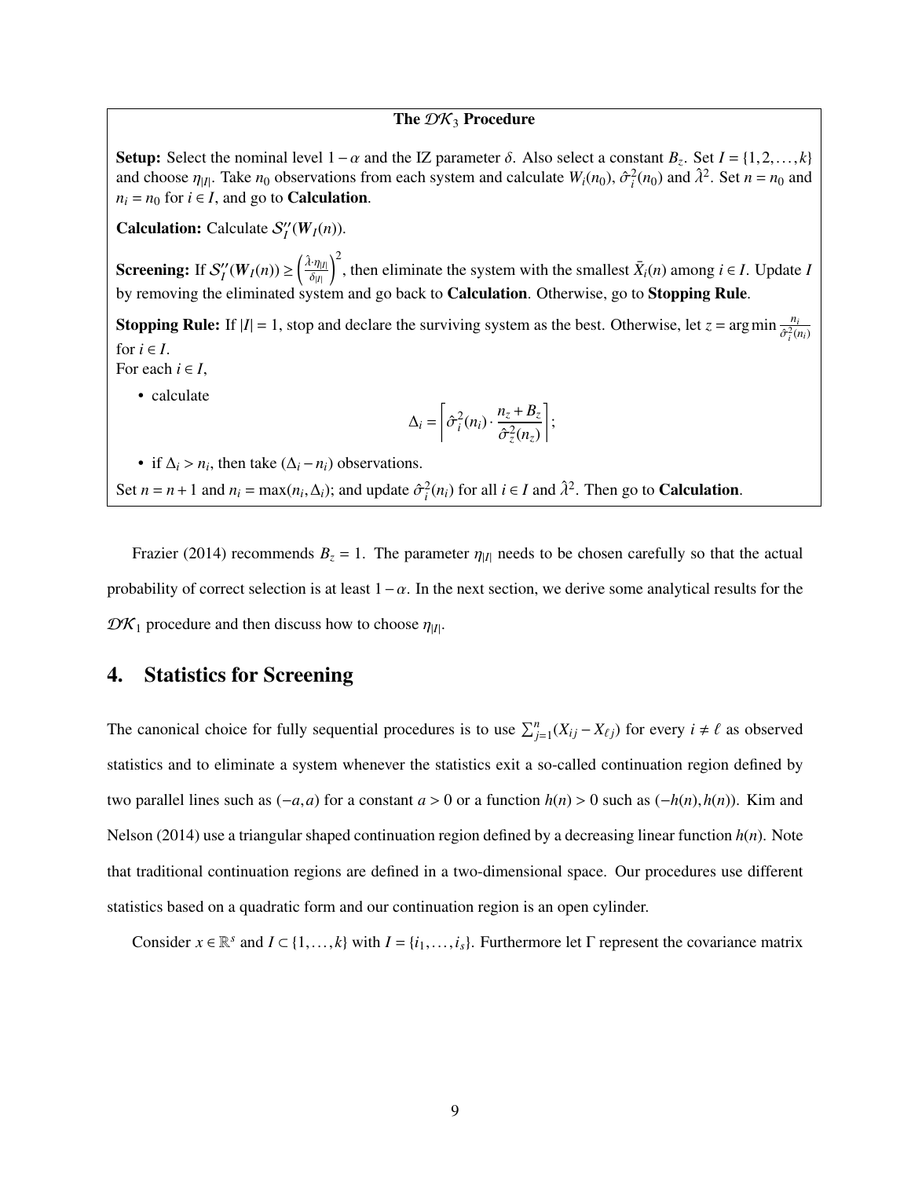**The $\mathcal{DK}_3$ Procedure**

**Setup:** Select the nominal level $1-\alpha$ and the IZ parameter $\delta$. Also select a constant $B_z$. Set $I = \{1, 2, \ldots, k\}$ and choose $\eta_{|I|}$. Take $n_0$ observations from each system and calculate $W_i(n_0)$, $\hat{\sigma}_i^2(n_0)$ and $\hat{\lambda}^2$. Set $n = n_0$ and $n_i = n_0$ for $i \in I$, and go to **Calculation**.

**Calculation:** Calculate $\mathcal{S}_I''(\boldsymbol{W}_I(n))$.

**Screening:** If $\mathcal{S}_I''(\boldsymbol{W}_I(n)) \geq \left(\frac{\hat{\lambda}\cdot\eta_{|I|}}{\delta_{|I|}}\right)^2$, then eliminate the system with the smallest $\bar{X}_i(n)$ among $i \in I$. Update $I$ by removing the eliminated system and go back to **Calculation**. Otherwise, go to **Stopping Rule**.

**Stopping Rule:** If $|I| = 1$, stop and declare the surviving system as the best. Otherwise, let $z = \arg\min \frac{n_i}{\hat{\sigma}_i^2(n_i)}$ for $i \in I$.
For each $i \in I$,

- calculate

$$\Delta_i = \left\lceil \hat{\sigma}_i^2(n_i) \cdot \frac{n_z + B_z}{\hat{\sigma}_z^2(n_z)} \right\rceil;$$

- if $\Delta_i > n_i$, then take $(\Delta_i - n_i)$ observations.

Set $n = n+1$ and $n_i = \max(n_i, \Delta_i)$; and update $\hat{\sigma}_i^2(n_i)$ for all $i \in I$ and $\hat{\lambda}^2$. Then go to **Calculation**.

Frazier (2014) recommends $B_z = 1$. The parameter $\eta_{|I|}$ needs to be chosen carefully so that the actual probability of correct selection is at least $1-\alpha$. In the next section, we derive some analytical results for the $\mathcal{DK}_1$ procedure and then discuss how to choose $\eta_{|I|}$.

## 4. Statistics for Screening

The canonical choice for fully sequential procedures is to use $\sum_{j=1}^{n}(X_{ij} - X_{\ell j})$ for every $i \neq \ell$ as observed statistics and to eliminate a system whenever the statistics exit a so-called continuation region defined by two parallel lines such as $(-a, a)$ for a constant $a > 0$ or a function $h(n) > 0$ such as $(-h(n), h(n))$. Kim and Nelson (2014) use a triangular shaped continuation region defined by a decreasing linear function $h(n)$. Note that traditional continuation regions are defined in a two-dimensional space. Our procedures use different statistics based on a quadratic form and our continuation region is an open cylinder.

Consider $x \in \mathbb{R}^s$ and $I \subset \{1, \ldots, k\}$ with $I = \{i_1, \ldots, i_s\}$. Furthermore let $\Gamma$ represent the covariance matrix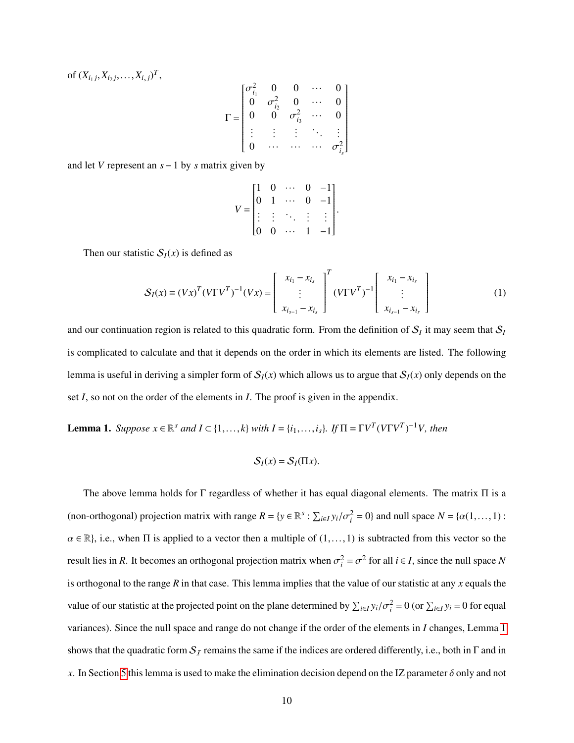of $(X_{i_1 j}, X_{i_2 j}, \ldots, X_{i_s j})^T$,

$$
\Gamma = \begin{bmatrix} \sigma_{i_1}^2 & 0 & 0 & \cdots & 0 \\ 0 & \sigma_{i_2}^2 & 0 & \cdots & 0 \\ 0 & 0 & \sigma_{i_3}^2 & \cdots & 0 \\ \vdots & \vdots & \vdots & \ddots & \vdots \\ 0 & \cdots & \cdots & \cdots & \sigma_{i_s}^2 \end{bmatrix}
$$

and let $V$ represent an $s-1$ by $s$ matrix given by

$$
V = \begin{bmatrix} 1 & 0 & \cdots & 0 & -1 \\ 0 & 1 & \cdots & 0 & -1 \\ \vdots & \vdots & \ddots & \vdots & \vdots \\ 0 & 0 & \cdots & 1 & -1 \end{bmatrix}.
$$

Then our statistic $\mathcal{S}_I(x)$ is defined as

$$
\mathcal{S}_I(x) \equiv (Vx)^T (V\Gamma V^T)^{-1} (Vx) = \begin{bmatrix} x_{i_1} - x_{i_s} \\ \vdots \\ x_{i_{s-1}} - x_{i_s} \end{bmatrix}^T (V\Gamma V^T)^{-1} \begin{bmatrix} x_{i_1} - x_{i_s} \\ \vdots \\ x_{i_{s-1}} - x_{i_s} \end{bmatrix} \tag{1}
$$

and our continuation region is related to this quadratic form. From the definition of $\mathcal{S}_I$ it may seem that $\mathcal{S}_I$ is complicated to calculate and that it depends on the order in which its elements are listed. The following lemma is useful in deriving a simpler form of $\mathcal{S}_I(x)$ which allows us to argue that $\mathcal{S}_I(x)$ only depends on the set $I$, so not on the order of the elements in $I$. The proof is given in the appendix.

**Lemma 1.** *Suppose $x \in \mathbb{R}^s$ and $I \subset \{1, \ldots, k\}$ with $I = \{i_1, \ldots, i_s\}$. If $\Pi = \Gamma V^T (V\Gamma V^T)^{-1} V$, then*

$$
\mathcal{S}_I(x) = \mathcal{S}_I(\Pi x).
$$

The above lemma holds for $\Gamma$ regardless of whether it has equal diagonal elements. The matrix $\Pi$ is a (non-orthogonal) projection matrix with range $R = \{y \in \mathbb{R}^s : \sum_{i \in I} y_i/\sigma_i^2 = 0\}$ and null space $N = \{\alpha(1, \ldots, 1) : \alpha \in \mathbb{R}\}$, i.e., when $\Pi$ is applied to a vector then a multiple of $(1, \ldots, 1)$ is subtracted from this vector so the result lies in $R$. It becomes an orthogonal projection matrix when $\sigma_i^2 = \sigma^2$ for all $i \in I$, since the null space $N$ is orthogonal to the range $R$ in that case. This lemma implies that the value of our statistic at any $x$ equals the value of our statistic at the projected point on the plane determined by $\sum_{i \in I} y_i/\sigma_i^2 = 0$ (or $\sum_{i \in I} y_i = 0$ for equal variances). Since the null space and range do not change if the order of the elements in $I$ changes, Lemma 1 shows that the quadratic form $\mathcal{S}_{\mathcal{I}}$ remains the same if the indices are ordered differently, i.e., both in $\Gamma$ and in $x$. In Section 5 this lemma is used to make the elimination decision depend on the IZ parameter $\delta$ only and not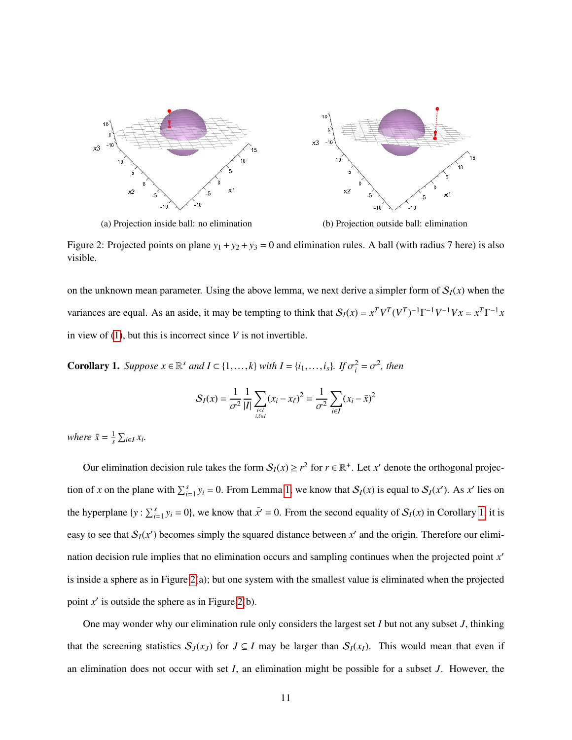(a) Projection inside ball: no elimination

(b) Projection outside ball: elimination

Figure 2: Projected points on plane $y_1 + y_2 + y_3 = 0$ and elimination rules. A ball (with radius 7 here) is also visible.

on the unknown mean parameter. Using the above lemma, we next derive a simpler form of $\mathcal{S}_I(x)$ when the variances are equal. As an aside, it may be tempting to think that $\mathcal{S}_I(x) = x^T V^T (V^T)^{-1} \Gamma^{-1} V^{-1} V x = x^T \Gamma^{-1} x$ in view of (1), but this is incorrect since $V$ is not invertible.

**Corollary 1.** *Suppose $x \in \mathbb{R}^s$ and $I \subset \{1, \ldots, k\}$ with $I = \{i_1, \ldots, i_s\}$. If $\sigma_i^2 = \sigma^2$, then*

$$\mathcal{S}_I(x) = \frac{1}{\sigma^2} \frac{1}{|I|} \sum_{\substack{i<\ell \\ i,\ell \in I}} (x_i - x_\ell)^2 = \frac{1}{\sigma^2} \sum_{i \in I} (x_i - \bar{x})^2$$

*where $\bar{x} = \frac{1}{s} \sum_{i \in I} x_i$.*

Our elimination decision rule takes the form $\mathcal{S}_I(x) \geq r^2$ for $r \in \mathbb{R}^+$. Let $x'$ denote the orthogonal projection of $x$ on the plane with $\sum_{i=1}^s y_i = 0$. From Lemma 1, we know that $\mathcal{S}_I(x)$ is equal to $\mathcal{S}_I(x')$. As $x'$ lies on the hyperplane $\{y : \sum_{i=1}^s y_i = 0\}$, we know that $\bar{x}' = 0$. From the second equality of $\mathcal{S}_I(x)$ in Corollary 1, it is easy to see that $\mathcal{S}_I(x')$ becomes simply the squared distance between $x'$ and the origin. Therefore our elimination decision rule implies that no elimination occurs and sampling continues when the projected point $x'$ is inside a sphere as in Figure 2(a); but one system with the smallest value is eliminated when the projected point $x'$ is outside the sphere as in Figure 2(b).

One may wonder why our elimination rule only considers the largest set $I$ but not any subset $J$, thinking that the screening statistics $\mathcal{S}_J(x_J)$ for $J \subseteq I$ may be larger than $\mathcal{S}_I(x_I)$. This would mean that even if an elimination does not occur with set $I$, an elimination might be possible for a subset $J$. However, the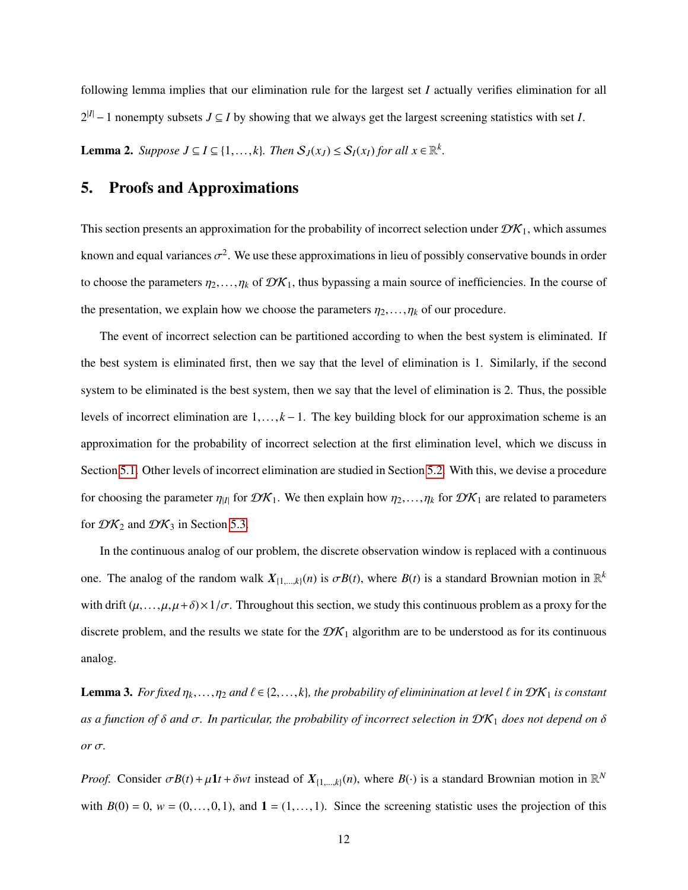following lemma implies that our elimination rule for the largest set $I$ actually verifies elimination for all $2^{|I|}-1$ nonempty subsets $J \subseteq I$ by showing that we always get the largest screening statistics with set $I$.

**Lemma 2.** *Suppose $J \subseteq I \subseteq \{1,\ldots,k\}$. Then $\mathcal{S}_J(x_J) \leq \mathcal{S}_I(x_I)$ for all $x \in \mathbb{R}^k$.*

## 5. Proofs and Approximations

This section presents an approximation for the probability of incorrect selection under $\mathcal{DK}_1$, which assumes known and equal variances $\sigma^2$. We use these approximations in lieu of possibly conservative bounds in order to choose the parameters $\eta_2,\ldots,\eta_k$ of $\mathcal{DK}_1$, thus bypassing a main source of inefficiencies. In the course of the presentation, we explain how we choose the parameters $\eta_2,\ldots,\eta_k$ of our procedure.

The event of incorrect selection can be partitioned according to when the best system is eliminated. If the best system is eliminated first, then we say that the level of elimination is 1. Similarly, if the second system to be eliminated is the best system, then we say that the level of elimination is 2. Thus, the possible levels of incorrect elimination are $1,\ldots,k-1$. The key building block for our approximation scheme is an approximation for the probability of incorrect selection at the first elimination level, which we discuss in Section 5.1. Other levels of incorrect elimination are studied in Section 5.2. With this, we devise a procedure for choosing the parameter $\eta_{|I|}$ for $\mathcal{DK}_1$. We then explain how $\eta_2,\ldots,\eta_k$ for $\mathcal{DK}_1$ are related to parameters for $\mathcal{DK}_2$ and $\mathcal{DK}_3$ in Section 5.3.

In the continuous analog of our problem, the discrete observation window is replaced with a continuous one. The analog of the random walk $\boldsymbol{X}_{\{1,\ldots,k\}}(n)$ is $\sigma B(t)$, where $B(t)$ is a standard Brownian motion in $\mathbb{R}^k$ with drift $(\mu,\ldots,\mu,\mu+\delta)\times 1/\sigma$. Throughout this section, we study this continuous problem as a proxy for the discrete problem, and the results we state for the $\mathcal{DK}_1$ algorithm are to be understood as for its continuous analog.

**Lemma 3.** *For fixed $\eta_k,\ldots,\eta_2$ and $\ell \in \{2,\ldots,k\}$, the probability of eliminination at level $\ell$ in $\mathcal{DK}_1$ is constant as a function of $\delta$ and $\sigma$. In particular, the probability of incorrect selection in $\mathcal{DK}_1$ does not depend on $\delta$ or $\sigma$.*

*Proof.* Consider $\sigma B(t) + \mu \mathbf{1} t + \delta w t$ instead of $\boldsymbol{X}_{\{1,\ldots,k\}}(n)$, where $B(\cdot)$ is a standard Brownian motion in $\mathbb{R}^N$ with $B(0) = 0$, $w = (0,\ldots,0,1)$, and $\mathbf{1} = (1,\ldots,1)$. Since the screening statistic uses the projection of this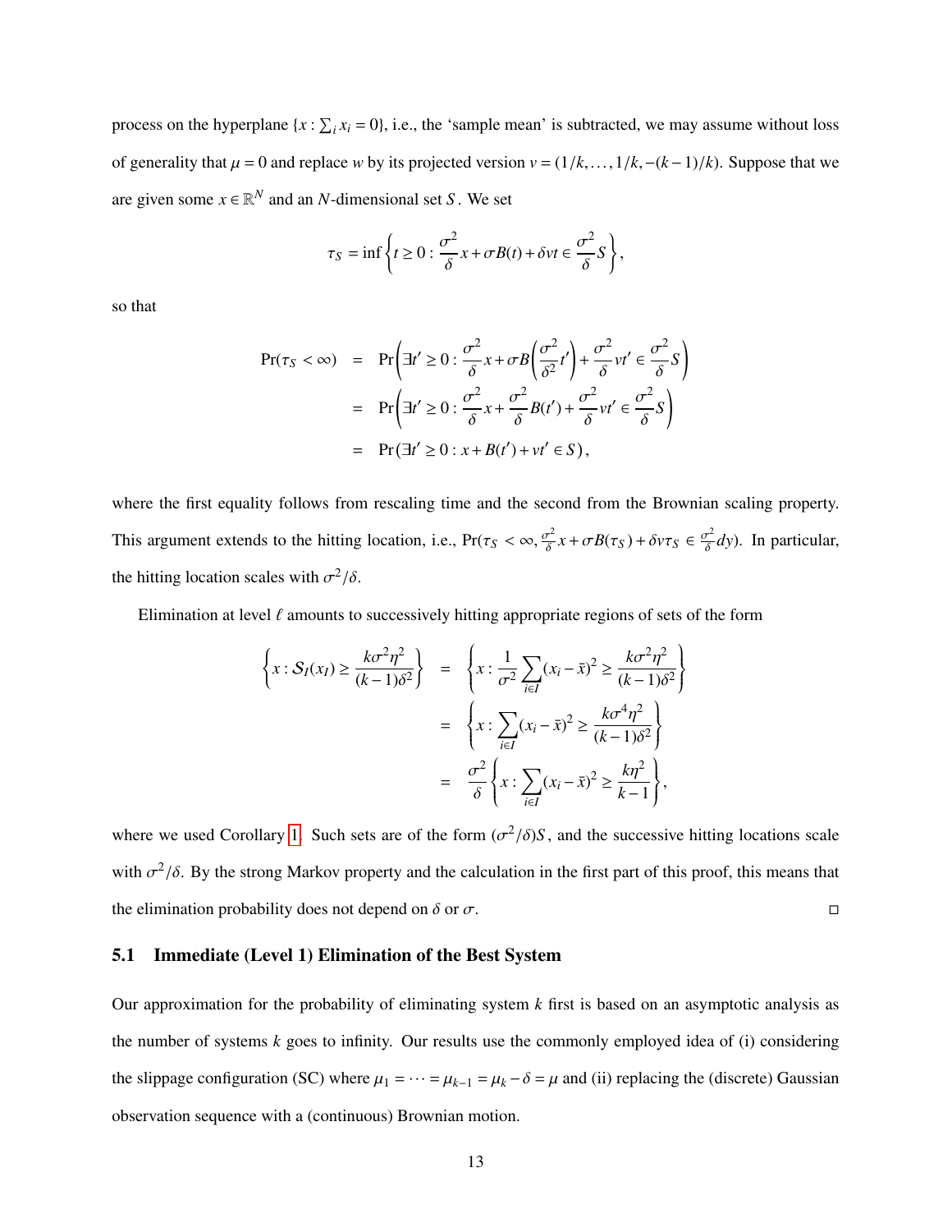process on the hyperplane $\{x : \sum_i x_i = 0\}$, i.e., the 'sample mean' is subtracted, we may assume without loss of generality that $\mu = 0$ and replace $w$ by its projected version $v = (1/k, \ldots, 1/k, -(k-1)/k)$. Suppose that we are given some $x \in \mathbb{R}^N$ and an $N$-dimensional set $S$. We set

$$\tau_S = \inf\left\{t \geq 0 : \frac{\sigma^2}{\delta}x + \sigma B(t) + \delta v t \in \frac{\sigma^2}{\delta}S\right\},$$

so that

$$\begin{aligned}
\Pr(\tau_S < \infty) &= \Pr\left(\exists t' \geq 0 : \frac{\sigma^2}{\delta}x + \sigma B\left(\frac{\sigma^2}{\delta^2}t'\right) + \frac{\sigma^2}{\delta}vt' \in \frac{\sigma^2}{\delta}S\right) \\
&= \Pr\left(\exists t' \geq 0 : \frac{\sigma^2}{\delta}x + \frac{\sigma^2}{\delta}B(t') + \frac{\sigma^2}{\delta}vt' \in \frac{\sigma^2}{\delta}S\right) \\
&= \Pr\left(\exists t' \geq 0 : x + B(t') + vt' \in S\right),
\end{aligned}$$

where the first equality follows from rescaling time and the second from the Brownian scaling property. This argument extends to the hitting location, i.e., $\Pr(\tau_S < \infty, \frac{\sigma^2}{\delta}x + \sigma B(\tau_S) + \delta v \tau_S \in \frac{\sigma^2}{\delta}dy)$. In particular, the hitting location scales with $\sigma^2/\delta$.

Elimination at level $\ell$ amounts to successively hitting appropriate regions of sets of the form

$$\begin{aligned}
\left\{x : \mathcal{S}_I(x_I) \geq \frac{k\sigma^2\eta^2}{(k-1)\delta^2}\right\} &= \left\{x : \frac{1}{\sigma^2}\sum_{i\in I}(x_i - \bar{x})^2 \geq \frac{k\sigma^2\eta^2}{(k-1)\delta^2}\right\} \\
&= \left\{x : \sum_{i\in I}(x_i - \bar{x})^2 \geq \frac{k\sigma^4\eta^2}{(k-1)\delta^2}\right\} \\
&= \frac{\sigma^2}{\delta}\left\{x : \sum_{i\in I}(x_i - \bar{x})^2 \geq \frac{k\eta^2}{k-1}\right\},
\end{aligned}$$

where we used Corollary 1. Such sets are of the form $(\sigma^2/\delta)S$, and the successive hitting locations scale with $\sigma^2/\delta$. By the strong Markov property and the calculation in the first part of this proof, this means that the elimination probability does not depend on $\delta$ or $\sigma$. □

## 5.1 Immediate (Level 1) Elimination of the Best System

Our approximation for the probability of eliminating system $k$ first is based on an asymptotic analysis as the number of systems $k$ goes to infinity. Our results use the commonly employed idea of (i) considering the slippage configuration (SC) where $\mu_1 = \cdots = \mu_{k-1} = \mu_k - \delta = \mu$ and (ii) replacing the (discrete) Gaussian observation sequence with a (continuous) Brownian motion.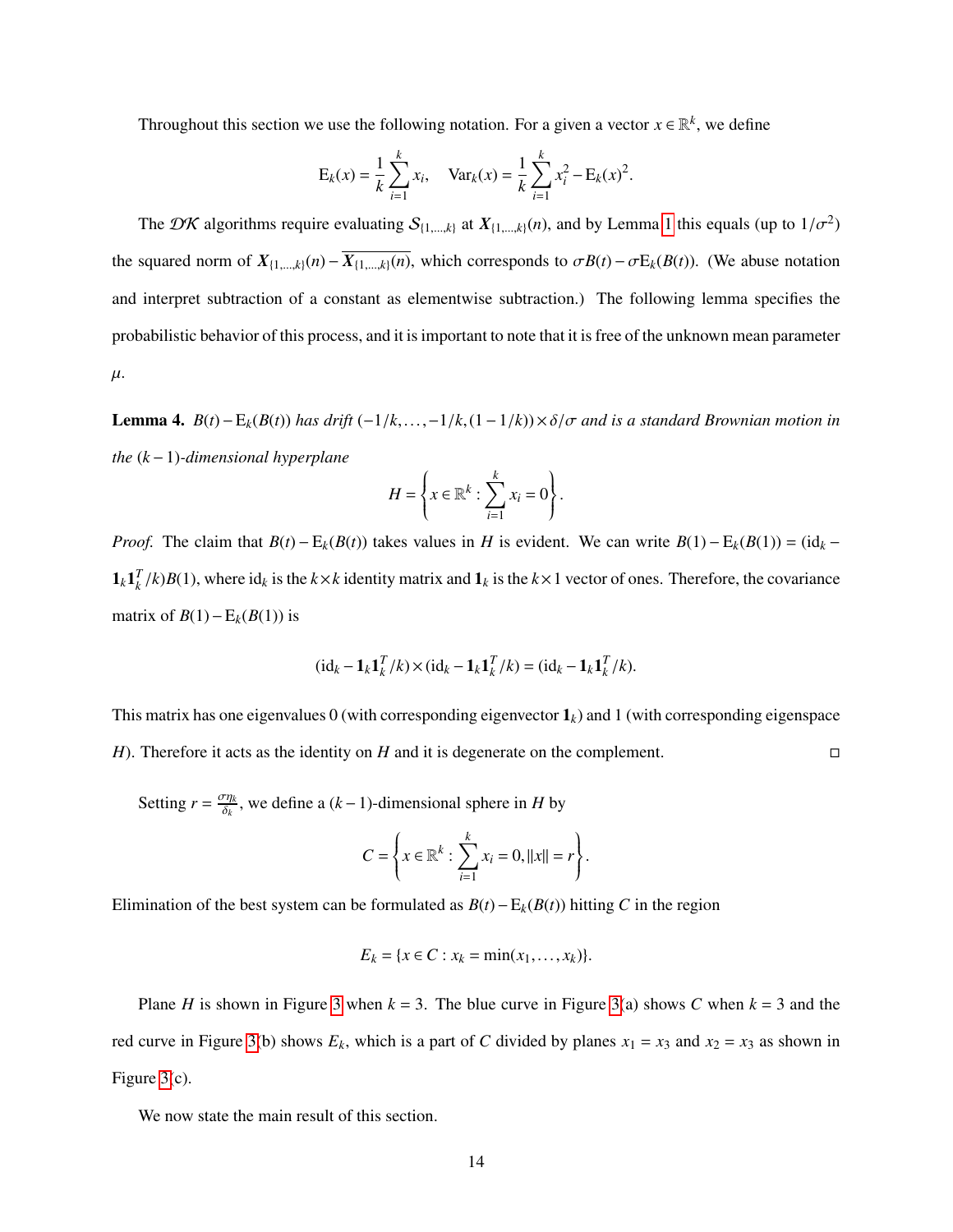Throughout this section we use the following notation. For a given a vector $x \in \mathbb{R}^k$, we define

$$\mathrm{E}_k(x) = \frac{1}{k}\sum_{i=1}^{k} x_i, \quad \mathrm{Var}_k(x) = \frac{1}{k}\sum_{i=1}^{k} x_i^2 - \mathrm{E}_k(x)^2.$$

The $\mathcal{DK}$ algorithms require evaluating $\mathcal{S}_{\{1,\dots,k\}}$ at $\boldsymbol{X}_{\{1,\dots,k\}}(n)$, and by Lemma 1 this equals (up to $1/\sigma^2$) the squared norm of $\boldsymbol{X}_{\{1,\dots,k\}}(n) - \overline{\boldsymbol{X}_{\{1,\dots,k\}}(n)}$, which corresponds to $\sigma B(t) - \sigma \mathrm{E}_k(B(t))$. (We abuse notation and interpret subtraction of a constant as elementwise subtraction.) The following lemma specifies the probabilistic behavior of this process, and it is important to note that it is free of the unknown mean parameter $\mu$.

**Lemma 4.** *$B(t) - \mathrm{E}_k(B(t))$ has drift $(-1/k, \dots, -1/k, (1-1/k)) \times \delta/\sigma$ and is a standard Brownian motion in the $(k-1)$-dimensional hyperplane*

$$H = \left\{ x \in \mathbb{R}^k : \sum_{i=1}^{k} x_i = 0 \right\}.$$

*Proof.* The claim that $B(t) - \mathrm{E}_k(B(t))$ takes values in $H$ is evident. We can write $B(1) - \mathrm{E}_k(B(1)) = (\mathrm{id}_k - \mathbf{1}_k \mathbf{1}_k^T/k)B(1)$, where $\mathrm{id}_k$ is the $k \times k$ identity matrix and $\mathbf{1}_k$ is the $k \times 1$ vector of ones. Therefore, the covariance matrix of $B(1) - \mathrm{E}_k(B(1))$ is

$$(\mathrm{id}_k - \mathbf{1}_k \mathbf{1}_k^T/k) \times (\mathrm{id}_k - \mathbf{1}_k \mathbf{1}_k^T/k) = (\mathrm{id}_k - \mathbf{1}_k \mathbf{1}_k^T/k).$$

This matrix has one eigenvalues 0 (with corresponding eigenvector $\mathbf{1}_k$) and 1 (with corresponding eigenspace $H$). Therefore it acts as the identity on $H$ and it is degenerate on the complement. □

Setting $r = \frac{\sigma \eta_k}{\delta_k}$, we define a $(k-1)$-dimensional sphere in $H$ by

$$C = \left\{ x \in \mathbb{R}^k : \sum_{i=1}^{k} x_i = 0, \|x\| = r \right\}.$$

Elimination of the best system can be formulated as $B(t) - \mathrm{E}_k(B(t))$ hitting $C$ in the region

$$E_k = \{x \in C : x_k = \min(x_1, \dots, x_k)\}.$$

Plane $H$ is shown in Figure 3 when $k = 3$. The blue curve in Figure 3(a) shows $C$ when $k = 3$ and the red curve in Figure 3(b) shows $E_k$, which is a part of $C$ divided by planes $x_1 = x_3$ and $x_2 = x_3$ as shown in Figure 3(c).

We now state the main result of this section.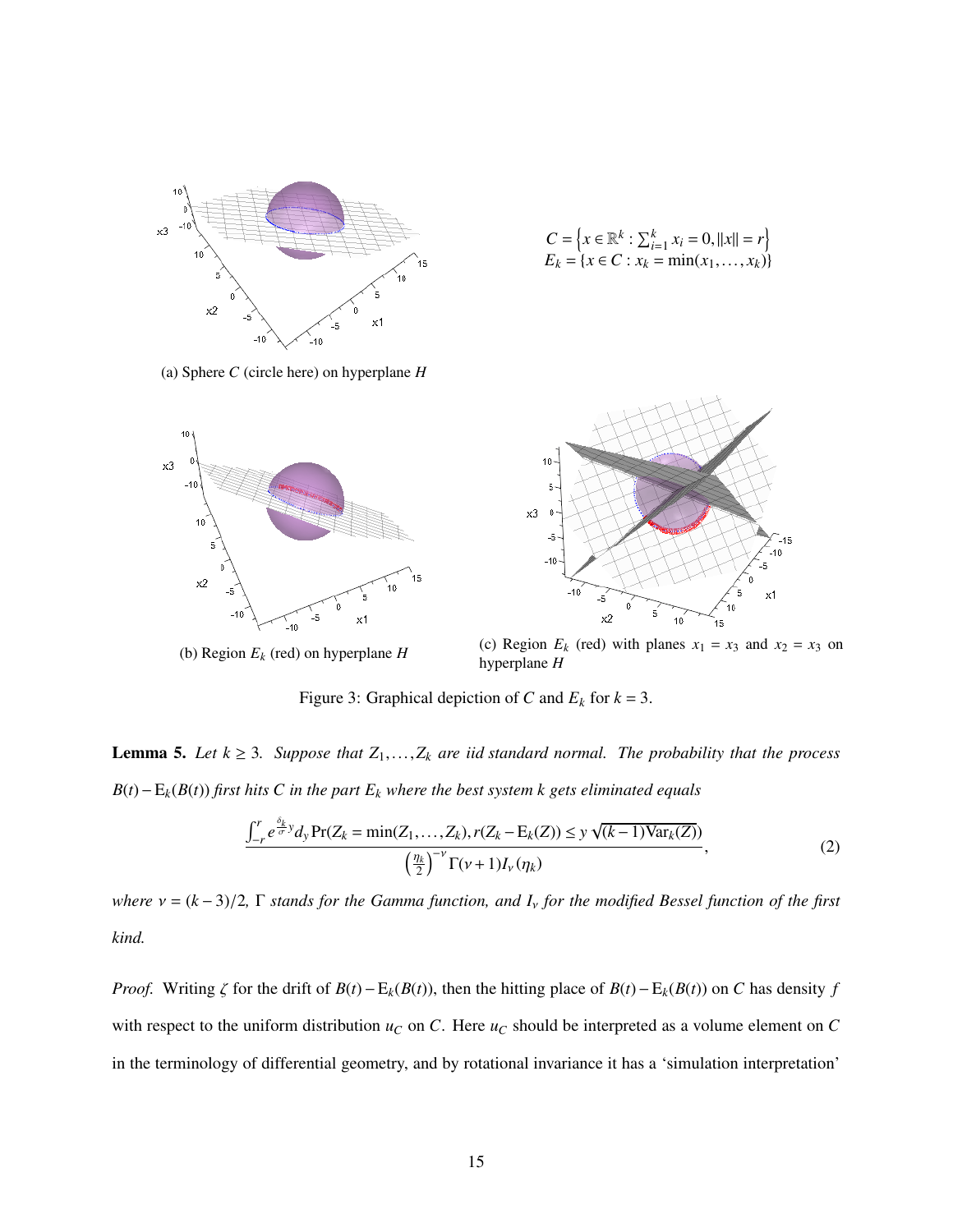$$C = \left\{ x \in \mathbb{R}^k : \sum_{i=1}^k x_i = 0, \|x\| = r \right\}$$
$$E_k = \{ x \in C : x_k = \min(x_1, \ldots, x_k) \}$$

(a) Sphere $C$ (circle here) on hyperplane $H$

(b) Region $E_k$ (red) on hyperplane $H$

(c) Region $E_k$ (red) with planes $x_1 = x_3$ and $x_2 = x_3$ on hyperplane $H$

Figure 3: Graphical depiction of $C$ and $E_k$ for $k = 3$.

**Lemma 5.** *Let $k \geq 3$. Suppose that $Z_1, \ldots, Z_k$ are iid standard normal. The probability that the process $B(t) - \mathrm{E}_k(B(t))$ first hits $C$ in the part $E_k$ where the best system $k$ gets eliminated equals*

$$\frac{\int_{-r}^{r} e^{\frac{\delta_k}{\sigma} y} d_y \Pr(Z_k = \min(Z_1, \ldots, Z_k), r(Z_k - \mathrm{E}_k(Z)) \leq y\sqrt{(k-1)\mathrm{Var}_k(Z)})}{\left(\frac{\eta_k}{2}\right)^{-\nu} \Gamma(\nu + 1) I_\nu(\eta_k)}, \tag{2}$$

*where $\nu = (k-3)/2$, $\Gamma$ stands for the Gamma function, and $I_\nu$ for the modified Bessel function of the first kind.*

*Proof.* Writing $\zeta$ for the drift of $B(t) - \mathrm{E}_k(B(t))$, then the hitting place of $B(t) - \mathrm{E}_k(B(t))$ on $C$ has density $f$ with respect to the uniform distribution $u_C$ on $C$. Here $u_C$ should be interpreted as a volume element on $C$ in the terminology of differential geometry, and by rotational invariance it has a 'simulation interpretation'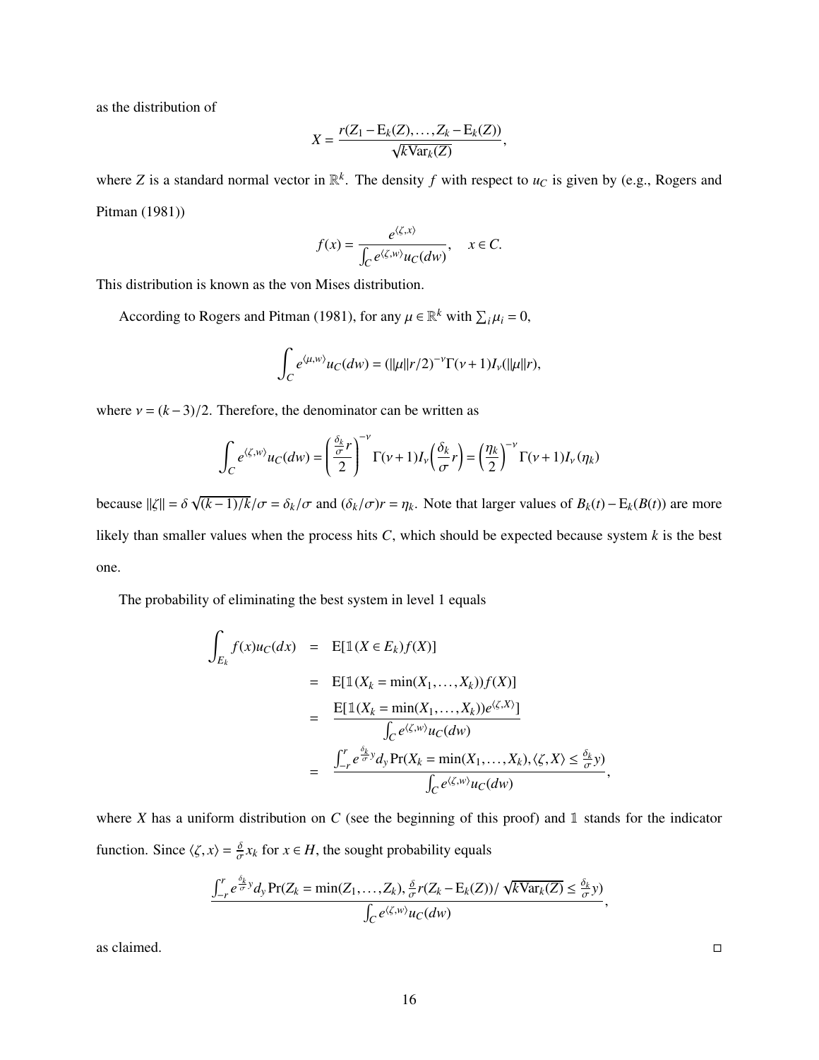as the distribution of

$$X = \frac{r(Z_1 - \mathrm{E}_k(Z), \ldots, Z_k - \mathrm{E}_k(Z))}{\sqrt{k\mathrm{Var}_k(Z)}},$$

where $Z$ is a standard normal vector in $\mathbb{R}^k$. The density $f$ with respect to $u_C$ is given by (e.g., Rogers and Pitman (1981))

$$f(x) = \frac{e^{\langle \zeta, x\rangle}}{\int_C e^{\langle \zeta, w\rangle} u_C(dw)}, \quad x \in C.$$

This distribution is known as the von Mises distribution.

According to Rogers and Pitman (1981), for any $\mu \in \mathbb{R}^k$ with $\sum_i \mu_i = 0$,

$$\int_C e^{\langle \mu, w\rangle} u_C(dw) = (\|\mu\| r/2)^{-\nu} \Gamma(\nu+1) I_\nu(\|\mu\| r),$$

where $\nu = (k-3)/2$. Therefore, the denominator can be written as

$$\int_C e^{\langle \zeta, w\rangle} u_C(dw) = \left(\frac{\frac{\delta_k}{\sigma} r}{2}\right)^{-\nu} \Gamma(\nu+1) I_\nu\left(\frac{\delta_k}{\sigma} r\right) = \left(\frac{\eta_k}{2}\right)^{-\nu} \Gamma(\nu+1) I_\nu(\eta_k)$$

because $\|\zeta\| = \delta\sqrt{(k-1)/k}/\sigma = \delta_k/\sigma$ and $(\delta_k/\sigma) r = \eta_k$. Note that larger values of $B_k(t) - \mathrm{E}_k(B(t))$ are more likely than smaller values when the process hits $C$, which should be expected because system $k$ is the best one.

The probability of eliminating the best system in level 1 equals

$$\begin{aligned}
\int_{E_k} f(x) u_C(dx) &= \mathrm{E}[\mathbb{1}(X \in E_k) f(X)] \\
&= \mathrm{E}[\mathbb{1}(X_k = \min(X_1, \ldots, X_k)) f(X)] \\
&= \frac{\mathrm{E}[\mathbb{1}(X_k = \min(X_1, \ldots, X_k)) e^{\langle \zeta, X\rangle}]}{\int_C e^{\langle \zeta, w\rangle} u_C(dw)} \\
&= \frac{\int_{-r}^{r} e^{\frac{\delta_k}{\sigma} y} d_y \Pr(X_k = \min(X_1, \ldots, X_k), \langle \zeta, X\rangle \le \frac{\delta_k}{\sigma} y)}{\int_C e^{\langle \zeta, w\rangle} u_C(dw)},
\end{aligned}$$

where $X$ has a uniform distribution on $C$ (see the beginning of this proof) and $\mathbb{1}$ stands for the indicator function. Since $\langle \zeta, x\rangle = \frac{\delta}{\sigma} x_k$ for $x \in H$, the sought probability equals

$$\frac{\int_{-r}^{r} e^{\frac{\delta_k}{\sigma} y} d_y \Pr(Z_k = \min(Z_1, \ldots, Z_k), \frac{\delta}{\sigma} r(Z_k - \mathrm{E}_k(Z))/\sqrt{k\mathrm{Var}_k(Z)} \le \frac{\delta_k}{\sigma} y)}{\int_C e^{\langle \zeta, w\rangle} u_C(dw)},$$

as claimed. $\square$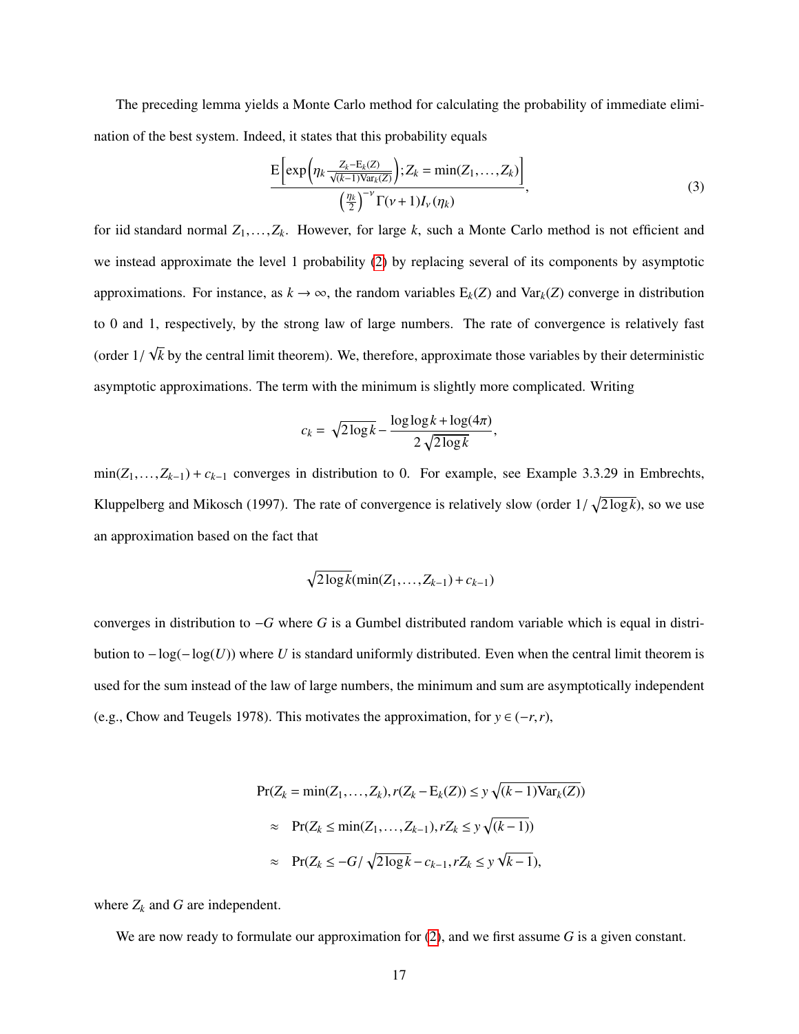The preceding lemma yields a Monte Carlo method for calculating the probability of immediate elimination of the best system. Indeed, it states that this probability equals

$$\frac{\mathrm{E}\left[\exp\left(\eta_k \frac{Z_k - \mathrm{E}_k(Z)}{\sqrt{(k-1)\mathrm{Var}_k(Z)}}\right); Z_k = \min(Z_1, \ldots, Z_k)\right]}{\left(\frac{\eta_k}{2}\right)^{-\nu} \Gamma(\nu+1) I_\nu(\eta_k)}, \tag{3}$$

for iid standard normal $Z_1, \ldots, Z_k$. However, for large $k$, such a Monte Carlo method is not efficient and we instead approximate the level 1 probability (2) by replacing several of its components by asymptotic approximations. For instance, as $k \to \infty$, the random variables $\mathrm{E}_k(Z)$ and $\mathrm{Var}_k(Z)$ converge in distribution to 0 and 1, respectively, by the strong law of large numbers. The rate of convergence is relatively fast (order $1/\sqrt{k}$ by the central limit theorem). We, therefore, approximate those variables by their deterministic asymptotic approximations. The term with the minimum is slightly more complicated. Writing

$$c_k = \sqrt{2\log k} - \frac{\log\log k + \log(4\pi)}{2\sqrt{2\log k}},$$

$\min(Z_1, \ldots, Z_{k-1}) + c_{k-1}$ converges in distribution to 0. For example, see Example 3.3.29 in Embrechts, Kluppelberg and Mikosch (1997). The rate of convergence is relatively slow (order $1/\sqrt{2\log k}$), so we use an approximation based on the fact that

$$\sqrt{2\log k}(\min(Z_1, \ldots, Z_{k-1}) + c_{k-1})$$

converges in distribution to $-G$ where $G$ is a Gumbel distributed random variable which is equal in distribution to $-\log(-\log(U))$ where $U$ is standard uniformly distributed. Even when the central limit theorem is used for the sum instead of the law of large numbers, the minimum and sum are asymptotically independent (e.g., Chow and Teugels 1978). This motivates the approximation, for $y \in (-r, r)$,

$$\begin{aligned}
&\Pr(Z_k = \min(Z_1, \ldots, Z_k), r(Z_k - \mathrm{E}_k(Z)) \le y\sqrt{(k-1)\mathrm{Var}_k(Z)}) \\
&\quad\approx \Pr(Z_k \le \min(Z_1, \ldots, Z_{k-1}), rZ_k \le y\sqrt{(k-1)}) \\
&\quad\approx \Pr(Z_k \le -G/\sqrt{2\log k} - c_{k-1}, rZ_k \le y\sqrt{k-1}),
\end{aligned}$$

where $Z_k$ and $G$ are independent.

We are now ready to formulate our approximation for (2), and we first assume $G$ is a given constant.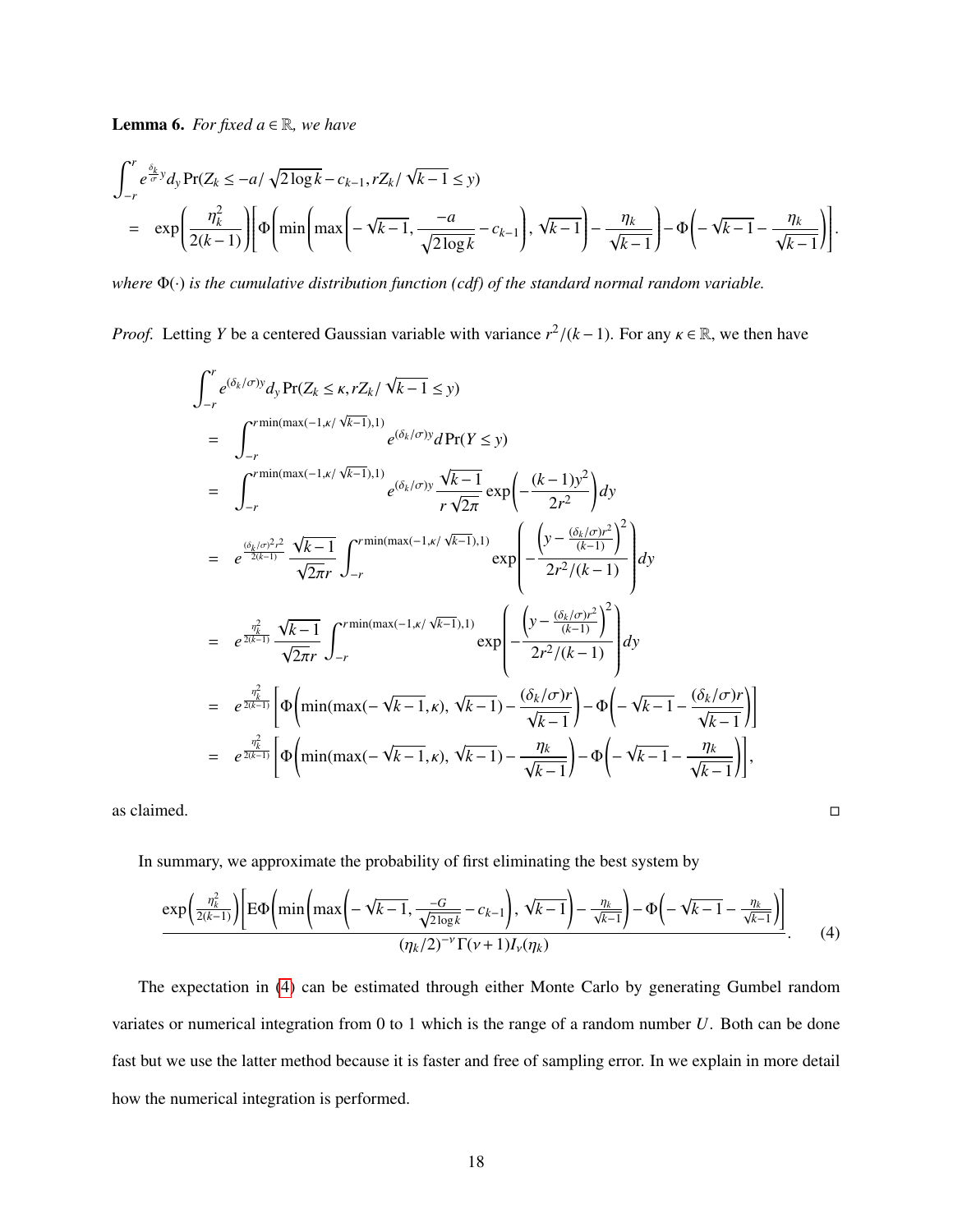**Lemma 6.** *For fixed $a \in \mathbb{R}$, we have*

$$
\begin{aligned}
&\int_{-r}^{r} e^{\frac{\delta_k}{\sigma} y} d_y \Pr(Z_k \leq -a/\sqrt{2\log k} - c_{k-1}, rZ_k/\sqrt{k-1} \leq y) \\
&= \exp\left(\frac{\eta_k^2}{2(k-1)}\right)\left[\Phi\left(\min\left(\max\left(-\sqrt{k-1}, \frac{-a}{\sqrt{2\log k}} - c_{k-1}\right), \sqrt{k-1}\right) - \frac{\eta_k}{\sqrt{k-1}}\right) - \Phi\left(-\sqrt{k-1} - \frac{\eta_k}{\sqrt{k-1}}\right)\right].
\end{aligned}
$$

*where $\Phi(\cdot)$ is the cumulative distribution function (cdf) of the standard normal random variable.*

*Proof.* Letting $Y$ be a centered Gaussian variable with variance $r^2/(k-1)$. For any $\kappa \in \mathbb{R}$, we then have

$$
\begin{aligned}
&\int_{-r}^{r} e^{(\delta_k/\sigma)y} d_y \Pr(Z_k \leq \kappa, rZ_k/\sqrt{k-1} \leq y) \\
&= \int_{-r}^{r\min(\max(-1,\kappa/\sqrt{k-1}),1)} e^{(\delta_k/\sigma)y} d\Pr(Y \leq y) \\
&= \int_{-r}^{r\min(\max(-1,\kappa/\sqrt{k-1}),1)} e^{(\delta_k/\sigma)y} \frac{\sqrt{k-1}}{r\sqrt{2\pi}} \exp\left(-\frac{(k-1)y^2}{2r^2}\right) dy \\
&= e^{\frac{(\delta_k/\sigma)^2 r^2}{2(k-1)}} \frac{\sqrt{k-1}}{\sqrt{2\pi} r} \int_{-r}^{r\min(\max(-1,\kappa/\sqrt{k-1}),1)} \exp\left(-\frac{\left(y - \frac{(\delta_k/\sigma) r^2}{(k-1)}\right)^2}{2r^2/(k-1)}\right) dy \\
&= e^{\frac{\eta_k^2}{2(k-1)}} \frac{\sqrt{k-1}}{\sqrt{2\pi} r} \int_{-r}^{r\min(\max(-1,\kappa/\sqrt{k-1}),1)} \exp\left(-\frac{\left(y - \frac{(\delta_k/\sigma) r^2}{(k-1)}\right)^2}{2r^2/(k-1)}\right) dy \\
&= e^{\frac{\eta_k^2}{2(k-1)}} \left[\Phi\left(\min(\max(-\sqrt{k-1}, \kappa), \sqrt{k-1}) - \frac{(\delta_k/\sigma)r}{\sqrt{k-1}}\right) - \Phi\left(-\sqrt{k-1} - \frac{(\delta_k/\sigma)r}{\sqrt{k-1}}\right)\right] \\
&= e^{\frac{\eta_k^2}{2(k-1)}} \left[\Phi\left(\min(\max(-\sqrt{k-1}, \kappa), \sqrt{k-1}) - \frac{\eta_k}{\sqrt{k-1}}\right) - \Phi\left(-\sqrt{k-1} - \frac{\eta_k}{\sqrt{k-1}}\right)\right],
\end{aligned}
$$

as claimed. ◻

In summary, we approximate the probability of first eliminating the best system by

$$
\frac{\exp\left(\frac{\eta_k^2}{2(k-1)}\right)\left[\mathrm{E}\Phi\left(\min\left(\max\left(-\sqrt{k-1}, \frac{-G}{\sqrt{2\log k}} - c_{k-1}\right), \sqrt{k-1}\right) - \frac{\eta_k}{\sqrt{k-1}}\right) - \Phi\left(-\sqrt{k-1} - \frac{\eta_k}{\sqrt{k-1}}\right)\right]}{(\eta_k/2)^{-\nu}\Gamma(\nu+1) I_\nu(\eta_k)}. \tag{4}
$$

The expectation in (4) can be estimated through either Monte Carlo by generating Gumbel random variates or numerical integration from 0 to 1 which is the range of a random number $U$. Both can be done fast but we use the latter method because it is faster and free of sampling error. In we explain in more detail how the numerical integration is performed.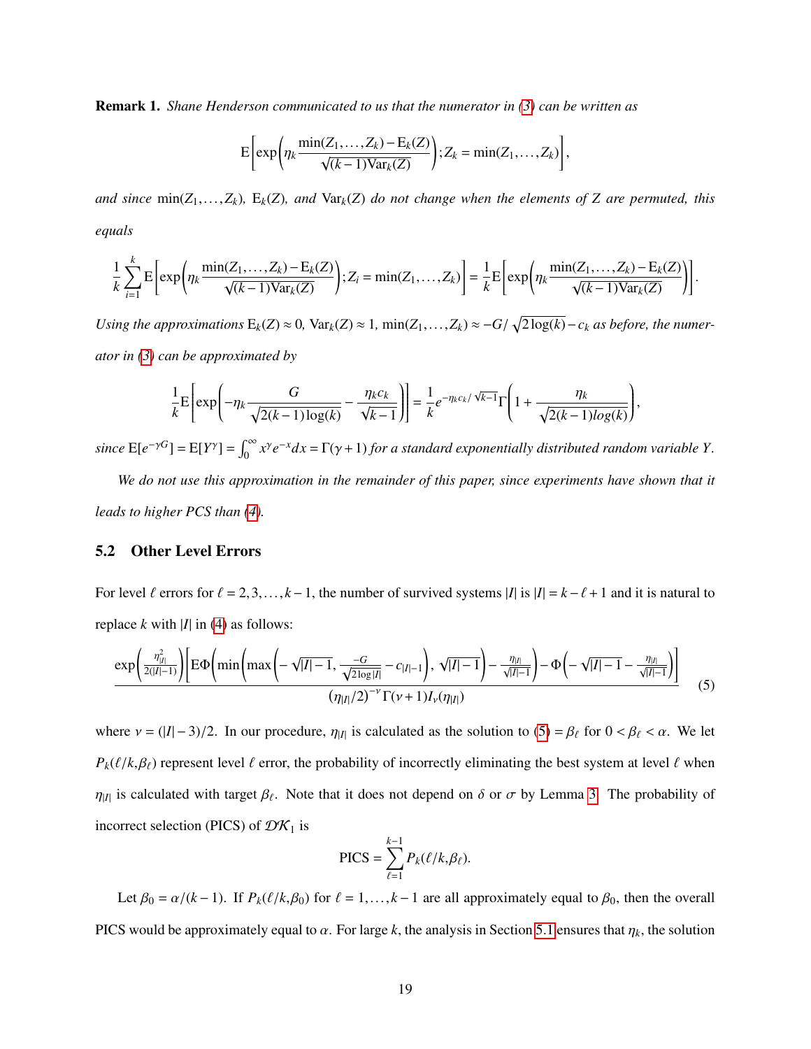**Remark 1.** *Shane Henderson communicated to us that the numerator in (3) can be written as*

$$\mathrm{E}\left[\exp\left(\eta_k \frac{\min(Z_1,\ldots,Z_k)-\mathrm{E}_k(Z)}{\sqrt{(k-1)\mathrm{Var}_k(Z)}}\right); Z_k = \min(Z_1,\ldots,Z_k)\right],$$

*and since* $\min(Z_1,\ldots,Z_k)$*,* $\mathrm{E}_k(Z)$*, and* $\mathrm{Var}_k(Z)$ *do not change when the elements of* $Z$ *are permuted, this equals*

$$\frac{1}{k}\sum_{i=1}^{k}\mathrm{E}\left[\exp\left(\eta_k \frac{\min(Z_1,\ldots,Z_k)-\mathrm{E}_k(Z)}{\sqrt{(k-1)\mathrm{Var}_k(Z)}}\right); Z_i = \min(Z_1,\ldots,Z_k)\right] = \frac{1}{k}\mathrm{E}\left[\exp\left(\eta_k \frac{\min(Z_1,\ldots,Z_k)-\mathrm{E}_k(Z)}{\sqrt{(k-1)\mathrm{Var}_k(Z)}}\right)\right].$$

*Using the approximations* $\mathrm{E}_k(Z)\approx 0$*,* $\mathrm{Var}_k(Z)\approx 1$*,* $\min(Z_1,\ldots,Z_k)\approx -G/\sqrt{2\log(k)}-c_k$ *as before, the numerator in (3) can be approximated by*

$$\frac{1}{k}\mathrm{E}\left[\exp\left(-\eta_k\frac{G}{\sqrt{2(k-1)\log(k)}}-\frac{\eta_k c_k}{\sqrt{k-1}}\right)\right] = \frac{1}{k}e^{-\eta_k c_k/\sqrt{k-1}}\Gamma\left(1+\frac{\eta_k}{\sqrt{2(k-1)log(k)}}\right),$$

*since* $\mathrm{E}[e^{-\gamma G}] = \mathrm{E}[Y^\gamma] = \int_0^\infty x^\gamma e^{-x}dx = \Gamma(\gamma+1)$ *for a standard exponentially distributed random variable* $Y$*.*

*We do not use this approximation in the remainder of this paper, since experiments have shown that it leads to higher PCS than (4).*

## 5.2 Other Level Errors

For level $\ell$ errors for $\ell = 2,3,\ldots,k-1$, the number of survived systems $|I|$ is $|I| = k-\ell+1$ and it is natural to replace $k$ with $|I|$ in (4) as follows:

$$\frac{\exp\left(\frac{\eta_{|I|}^2}{2(|I|-1)}\right)\left[\mathrm{E}\Phi\left(\min\left(\max\left(-\sqrt{|I|-1},\frac{-G}{\sqrt{2\log|I|}}-c_{|I|-1}\right),\sqrt{|I|-1}\right)-\frac{\eta_{|I|}}{\sqrt{|I|-1}}\right)-\Phi\left(-\sqrt{|I|-1}-\frac{\eta_{|I|}}{\sqrt{|I|-1}}\right)\right]}{(\eta_{|I|}/2)^{-\nu}\Gamma(\nu+1)I_\nu(\eta_{|I|})} \tag{5}$$

where $\nu = (|I|-3)/2$. In our procedure, $\eta_{|I|}$ is calculated as the solution to (5) $=\beta_\ell$ for $0<\beta_\ell<\alpha$. We let $P_k(\ell/k,\beta_\ell)$ represent level $\ell$ error, the probability of incorrectly eliminating the best system at level $\ell$ when $\eta_{|I|}$ is calculated with target $\beta_\ell$. Note that it does not depend on $\delta$ or $\sigma$ by Lemma 3. The probability of incorrect selection (PICS) of $\mathcal{DK}_1$ is

$$\mathrm{PICS} = \sum_{\ell=1}^{k-1} P_k(\ell/k,\beta_\ell).$$

Let $\beta_0 = \alpha/(k-1)$. If $P_k(\ell/k,\beta_0)$ for $\ell = 1,\ldots,k-1$ are all approximately equal to $\beta_0$, then the overall PICS would be approximately equal to $\alpha$. For large $k$, the analysis in Section 5.1 ensures that $\eta_k$, the solution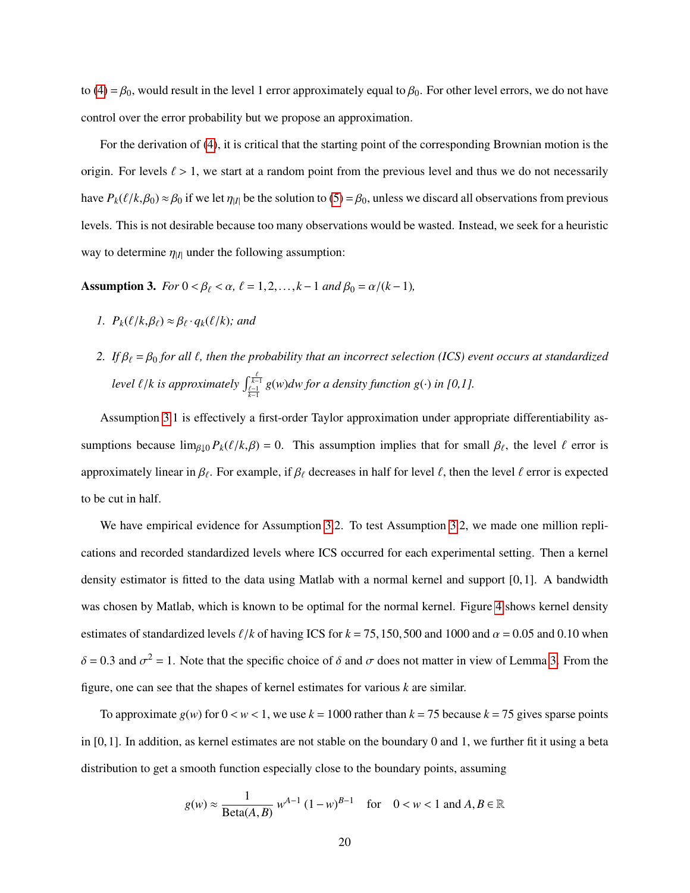to (4) $= \beta_0$, would result in the level 1 error approximately equal to $\beta_0$. For other level errors, we do not have control over the error probability but we propose an approximation.

For the derivation of (4), it is critical that the starting point of the corresponding Brownian motion is the origin. For levels $\ell > 1$, we start at a random point from the previous level and thus we do not necessarily have $P_k(\ell/k, \beta_0) \approx \beta_0$ if we let $\eta_{|I|}$ be the solution to (5) $= \beta_0$, unless we discard all observations from previous levels. This is not desirable because too many observations would be wasted. Instead, we seek for a heuristic way to determine $\eta_{|I|}$ under the following assumption:

**Assumption 3.** *For $0 < \beta_\ell < \alpha$, $\ell = 1, 2, \ldots, k-1$ and $\beta_0 = \alpha/(k-1)$,*

1. *$P_k(\ell/k, \beta_\ell) \approx \beta_\ell \cdot q_k(\ell/k)$; and*
2. *If $\beta_\ell = \beta_0$ for all $\ell$, then the probability that an incorrect selection (ICS) event occurs at standardized level $\ell/k$ is approximately $\int_{\frac{\ell-1}{k-1}}^{\frac{\ell}{k-1}} g(w)dw$ for a density function $g(\cdot)$ in [0,1].*

Assumption 3.1 is effectively a first-order Taylor approximation under appropriate differentiability assumptions because $\lim_{\beta \downarrow 0} P_k(\ell/k, \beta) = 0$. This assumption implies that for small $\beta_\ell$, the level $\ell$ error is approximately linear in $\beta_\ell$. For example, if $\beta_\ell$ decreases in half for level $\ell$, then the level $\ell$ error is expected to be cut in half.

We have empirical evidence for Assumption 3.2. To test Assumption 3.2, we made one million replications and recorded standardized levels where ICS occurred for each experimental setting. Then a kernel density estimator is fitted to the data using Matlab with a normal kernel and support $[0,1]$. A bandwidth was chosen by Matlab, which is known to be optimal for the normal kernel. Figure 4 shows kernel density estimates of standardized levels $\ell/k$ of having ICS for $k = 75, 150, 500$ and 1000 and $\alpha = 0.05$ and 0.10 when $\delta = 0.3$ and $\sigma^2 = 1$. Note that the specific choice of $\delta$ and $\sigma$ does not matter in view of Lemma 3. From the figure, one can see that the shapes of kernel estimates for various $k$ are similar.

To approximate $g(w)$ for $0 < w < 1$, we use $k = 1000$ rather than $k = 75$ because $k = 75$ gives sparse points in $[0,1]$. In addition, as kernel estimates are not stable on the boundary 0 and 1, we further fit it using a beta distribution to get a smooth function especially close to the boundary points, assuming

$$g(w) \approx \frac{1}{\text{Beta}(A,B)}\, w^{A-1}\,(1-w)^{B-1} \quad \text{for} \quad 0 < w < 1 \text{ and } A, B \in \mathbb{R}$$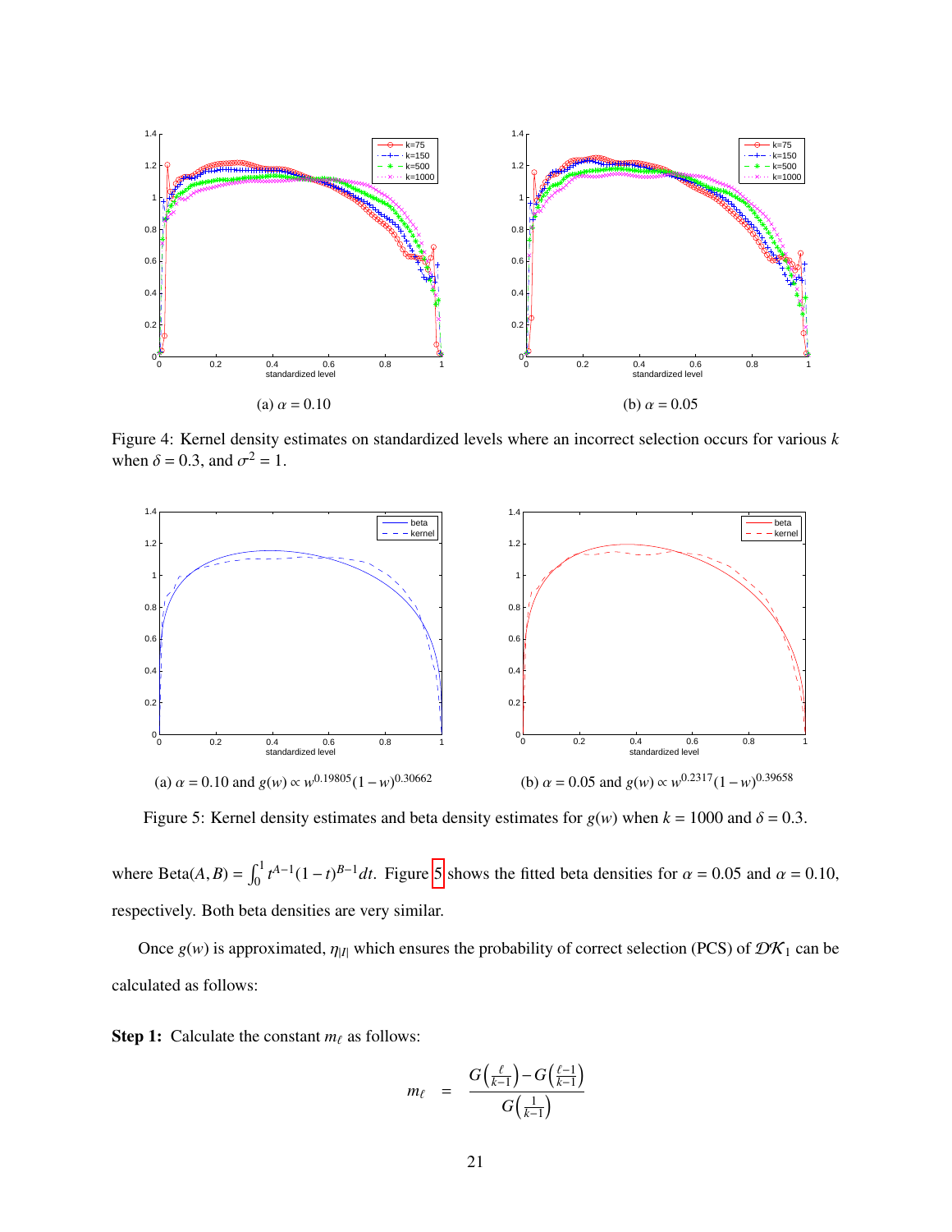Figure 4: Kernel density estimates on standardized levels where an incorrect selection occurs for various $k$ when $\delta = 0.3$, and $\sigma^2 = 1$.

(a) $\alpha = 0.10$ (b) $\alpha = 0.05$

Figure 5: Kernel density estimates and beta density estimates for $g(w)$ when $k = 1000$ and $\delta = 0.3$.

(a) $\alpha = 0.10$ and $g(w) \propto w^{0.19805}(1-w)^{0.30662}$ (b) $\alpha = 0.05$ and $g(w) \propto w^{0.2317}(1-w)^{0.39658}$

where $\text{Beta}(A, B) = \int_0^1 t^{A-1}(1-t)^{B-1}dt$. Figure 5 shows the fitted beta densities for $\alpha = 0.05$ and $\alpha = 0.10$, respectively. Both beta densities are very similar.

Once $g(w)$ is approximated, $\eta_{|I|}$ which ensures the probability of correct selection (PCS) of $\mathcal{DK}_1$ can be calculated as follows:

**Step 1:** Calculate the constant $m_\ell$ as follows:

$$m_\ell = \frac{G\left(\frac{\ell}{k-1}\right) - G\left(\frac{\ell-1}{k-1}\right)}{G\left(\frac{1}{k-1}\right)}$$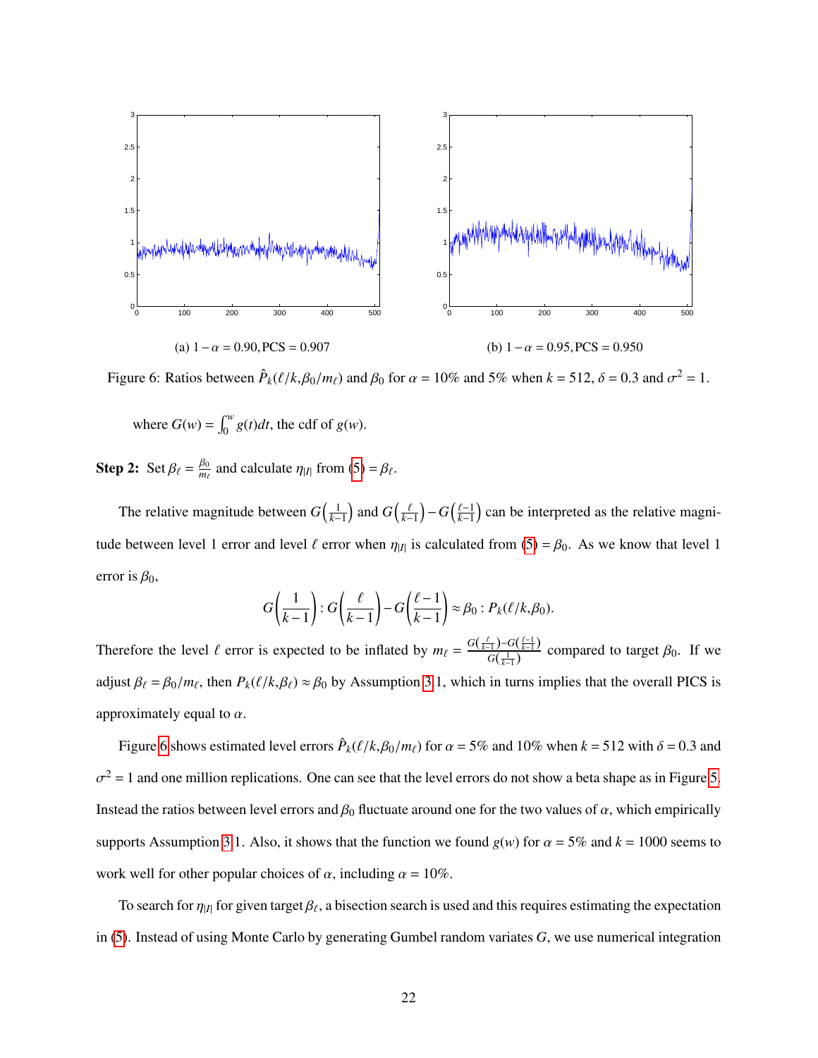(a) $1-\alpha = 0.90, \text{PCS} = 0.907$

(b) $1-\alpha = 0.95, \text{PCS} = 0.950$

Figure 6: Ratios between $\hat{P}_k(\ell/k, \beta_0/m_\ell)$ and $\beta_0$ for $\alpha = 10\%$ and $5\%$ when $k = 512$, $\delta = 0.3$ and $\sigma^2 = 1$.

where $G(w) = \int_0^w g(t)dt$, the cdf of $g(w)$.

**Step 2:** Set $\beta_\ell = \frac{\beta_0}{m_\ell}$ and calculate $\eta_{|I|}$ from (5) $= \beta_\ell$.

The relative magnitude between $G\left(\frac{1}{k-1}\right)$ and $G\left(\frac{\ell}{k-1}\right) - G\left(\frac{\ell-1}{k-1}\right)$ can be interpreted as the relative magnitude between level 1 error and level $\ell$ error when $\eta_{|I|}$ is calculated from (5) $= \beta_0$. As we know that level 1 error is $\beta_0$,

$$G\left(\frac{1}{k-1}\right) : G\left(\frac{\ell}{k-1}\right) - G\left(\frac{\ell-1}{k-1}\right) \approx \beta_0 : P_k(\ell/k, \beta_0).$$

Therefore the level $\ell$ error is expected to be inflated by $m_\ell = \frac{G\left(\frac{\ell}{k-1}\right) - G\left(\frac{\ell-1}{k-1}\right)}{G\left(\frac{1}{k-1}\right)}$ compared to target $\beta_0$. If we adjust $\beta_\ell = \beta_0/m_\ell$, then $P_k(\ell/k, \beta_\ell) \approx \beta_0$ by Assumption 3.1, which in turns implies that the overall PICS is approximately equal to $\alpha$.

Figure 6 shows estimated level errors $\hat{P}_k(\ell/k, \beta_0/m_\ell)$ for $\alpha = 5\%$ and $10\%$ when $k = 512$ with $\delta = 0.3$ and $\sigma^2 = 1$ and one million replications. One can see that the level errors do not show a beta shape as in Figure 5. Instead the ratios between level errors and $\beta_0$ fluctuate around one for the two values of $\alpha$, which empirically supports Assumption 3.1. Also, it shows that the function we found $g(w)$ for $\alpha = 5\%$ and $k = 1000$ seems to work well for other popular choices of $\alpha$, including $\alpha = 10\%$.

To search for $\eta_{|I|}$ for given target $\beta_\ell$, a bisection search is used and this requires estimating the expectation in (5). Instead of using Monte Carlo by generating Gumbel random variates $G$, we use numerical integration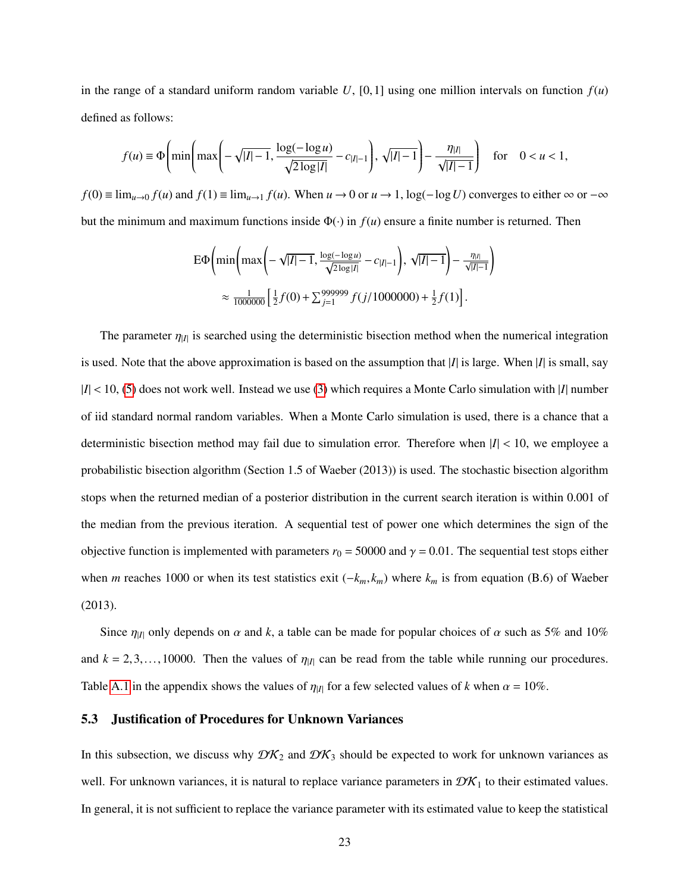in the range of a standard uniform random variable $U$, $[0, 1]$ using one million intervals on function $f(u)$ defined as follows:

$$f(u) \equiv \Phi\left(\min\left(\max\left(-\sqrt{|I|-1}, \frac{\log(-\log u)}{\sqrt{2\log|I|}} - c_{|I|-1}\right), \sqrt{|I|-1}\right) - \frac{\eta_{|I|}}{\sqrt{|I|-1}}\right) \quad \text{for} \quad 0 < u < 1,$$

$f(0) \equiv \lim_{u\to 0} f(u)$ and $f(1) \equiv \lim_{u\to 1} f(u)$. When $u \to 0$ or $u \to 1$, $\log(-\log U)$ converges to either $\infty$ or $-\infty$ but the minimum and maximum functions inside $\Phi(\cdot)$ in $f(u)$ ensure a finite number is returned. Then

$$\begin{aligned}
&\mathrm{E}\Phi\left(\min\left(\max\left(-\sqrt{|I|-1}, \tfrac{\log(-\log u)}{\sqrt{2\log|I|}} - c_{|I|-1}\right), \sqrt{|I|-1}\right) - \tfrac{\eta_{|I|}}{\sqrt{|I|-1}}\right) \\
&\approx \tfrac{1}{1000000}\left[\tfrac{1}{2}f(0) + \textstyle\sum_{j=1}^{999999} f(j/1000000) + \tfrac{1}{2}f(1)\right].
\end{aligned}$$

The parameter $\eta_{|I|}$ is searched using the deterministic bisection method when the numerical integration is used. Note that the above approximation is based on the assumption that $|I|$ is large. When $|I|$ is small, say $|I| < 10$, (5) does not work well. Instead we use (3) which requires a Monte Carlo simulation with $|I|$ number of iid standard normal random variables. When a Monte Carlo simulation is used, there is a chance that a deterministic bisection method may fail due to simulation error. Therefore when $|I| < 10$, we employee a probabilistic bisection algorithm (Section 1.5 of Waeber (2013)) is used. The stochastic bisection algorithm stops when the returned median of a posterior distribution in the current search iteration is within 0.001 of the median from the previous iteration. A sequential test of power one which determines the sign of the objective function is implemented with parameters $r_0 = 50000$ and $\gamma = 0.01$. The sequential test stops either when $m$ reaches 1000 or when its test statistics exit $(-k_m, k_m)$ where $k_m$ is from equation (B.6) of Waeber (2013).

Since $\eta_{|I|}$ only depends on $\alpha$ and $k$, a table can be made for popular choices of $\alpha$ such as 5% and 10% and $k = 2, 3, \ldots, 10000$. Then the values of $\eta_{|I|}$ can be read from the table while running our procedures. Table A.1 in the appendix shows the values of $\eta_{|I|}$ for a few selected values of $k$ when $\alpha = 10\%$.

## 5.3 Justification of Procedures for Unknown Variances

In this subsection, we discuss why $\mathcal{DK}_2$ and $\mathcal{DK}_3$ should be expected to work for unknown variances as well. For unknown variances, it is natural to replace variance parameters in $\mathcal{DK}_1$ to their estimated values. In general, it is not sufficient to replace the variance parameter with its estimated value to keep the statistical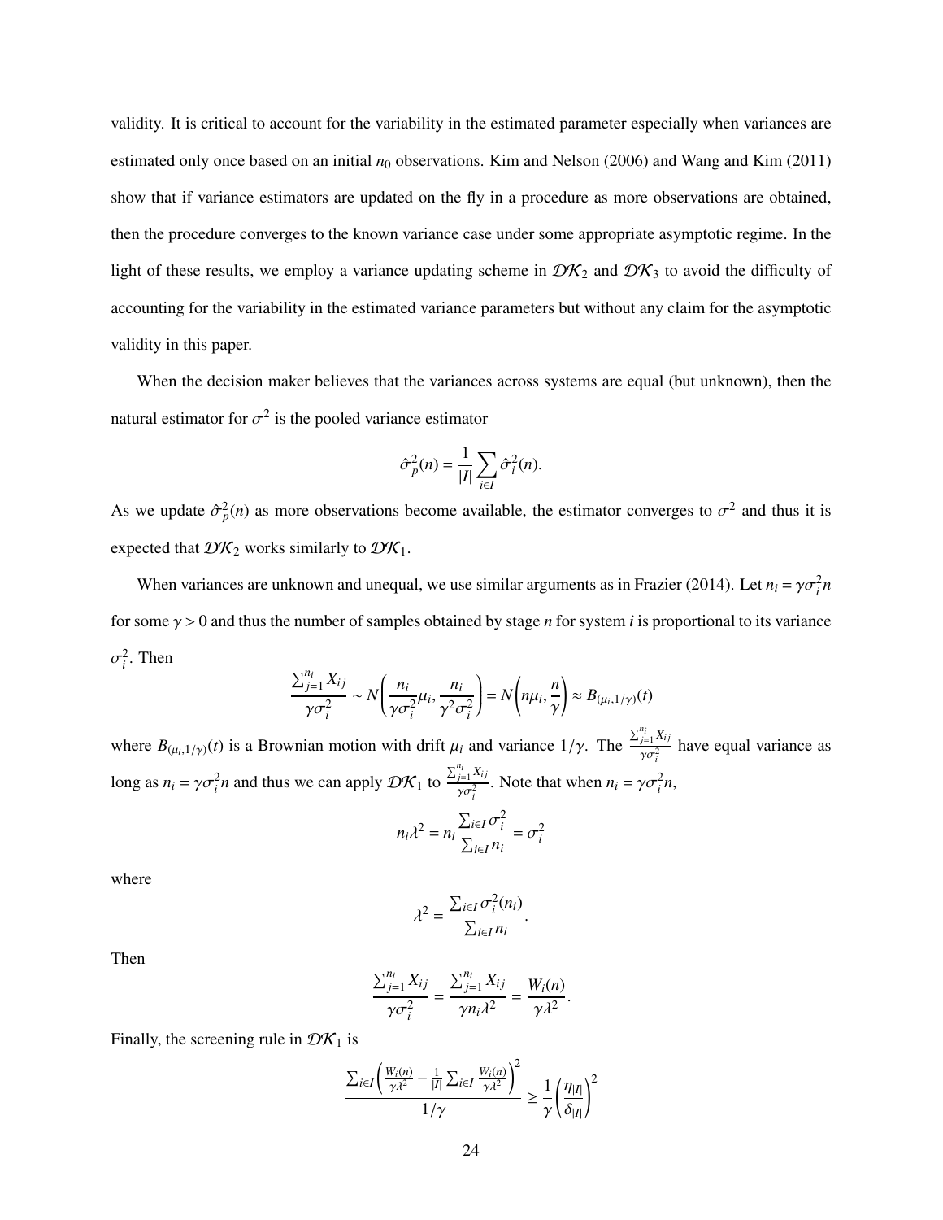validity. It is critical to account for the variability in the estimated parameter especially when variances are estimated only once based on an initial $n_0$ observations. Kim and Nelson (2006) and Wang and Kim (2011) show that if variance estimators are updated on the fly in a procedure as more observations are obtained, then the procedure converges to the known variance case under some appropriate asymptotic regime. In the light of these results, we employ a variance updating scheme in $\mathcal{DK}_2$ and $\mathcal{DK}_3$ to avoid the difficulty of accounting for the variability in the estimated variance parameters but without any claim for the asymptotic validity in this paper.

When the decision maker believes that the variances across systems are equal (but unknown), then the natural estimator for $\sigma^2$ is the pooled variance estimator

$$\hat{\sigma}_p^2(n) = \frac{1}{|I|}\sum_{i\in I}\hat{\sigma}_i^2(n).$$

As we update $\hat{\sigma}_p^2(n)$ as more observations become available, the estimator converges to $\sigma^2$ and thus it is expected that $\mathcal{DK}_2$ works similarly to $\mathcal{DK}_1$.

When variances are unknown and unequal, we use similar arguments as in Frazier (2014). Let $n_i = \gamma\sigma_i^2 n$ for some $\gamma > 0$ and thus the number of samples obtained by stage $n$ for system $i$ is proportional to its variance $\sigma_i^2$. Then

$$\frac{\sum_{j=1}^{n_i} X_{ij}}{\gamma\sigma_i^2} \sim N\left(\frac{n_i}{\gamma\sigma_i^2}\mu_i, \frac{n_i}{\gamma^2\sigma_i^2}\right) = N\left(n\mu_i, \frac{n}{\gamma}\right) \approx B_{(\mu_i,1/\gamma)}(t)$$

where $B_{(\mu_i,1/\gamma)}(t)$ is a Brownian motion with drift $\mu_i$ and variance $1/\gamma$. The $\frac{\sum_{j=1}^{n_i} X_{ij}}{\gamma\sigma_i^2}$ have equal variance as long as $n_i = \gamma\sigma_i^2 n$ and thus we can apply $\mathcal{DK}_1$ to $\frac{\sum_{j=1}^{n_i} X_{ij}}{\gamma\sigma_i^2}$. Note that when $n_i = \gamma\sigma_i^2 n$,

$$n_i\lambda^2 = n_i\frac{\sum_{i\in I}\sigma_i^2}{\sum_{i\in I} n_i} = \sigma_i^2$$

where

$$\lambda^2 = \frac{\sum_{i\in I}\sigma_i^2(n_i)}{\sum_{i\in I} n_i}.$$

Then

$$\frac{\sum_{j=1}^{n_i} X_{ij}}{\gamma\sigma_i^2} = \frac{\sum_{j=1}^{n_i} X_{ij}}{\gamma n_i\lambda^2} = \frac{W_i(n)}{\gamma\lambda^2}.$$

Finally, the screening rule in $\mathcal{DK}_1$ is

$$\frac{\sum_{i\in I}\left(\frac{W_i(n)}{\gamma\lambda^2} - \frac{1}{|I|}\sum_{i\in I}\frac{W_i(n)}{\gamma\lambda^2}\right)^2}{1/\gamma} \geq \frac{1}{\gamma}\left(\frac{\eta_{|I|}}{\delta_{|I|}}\right)^2$$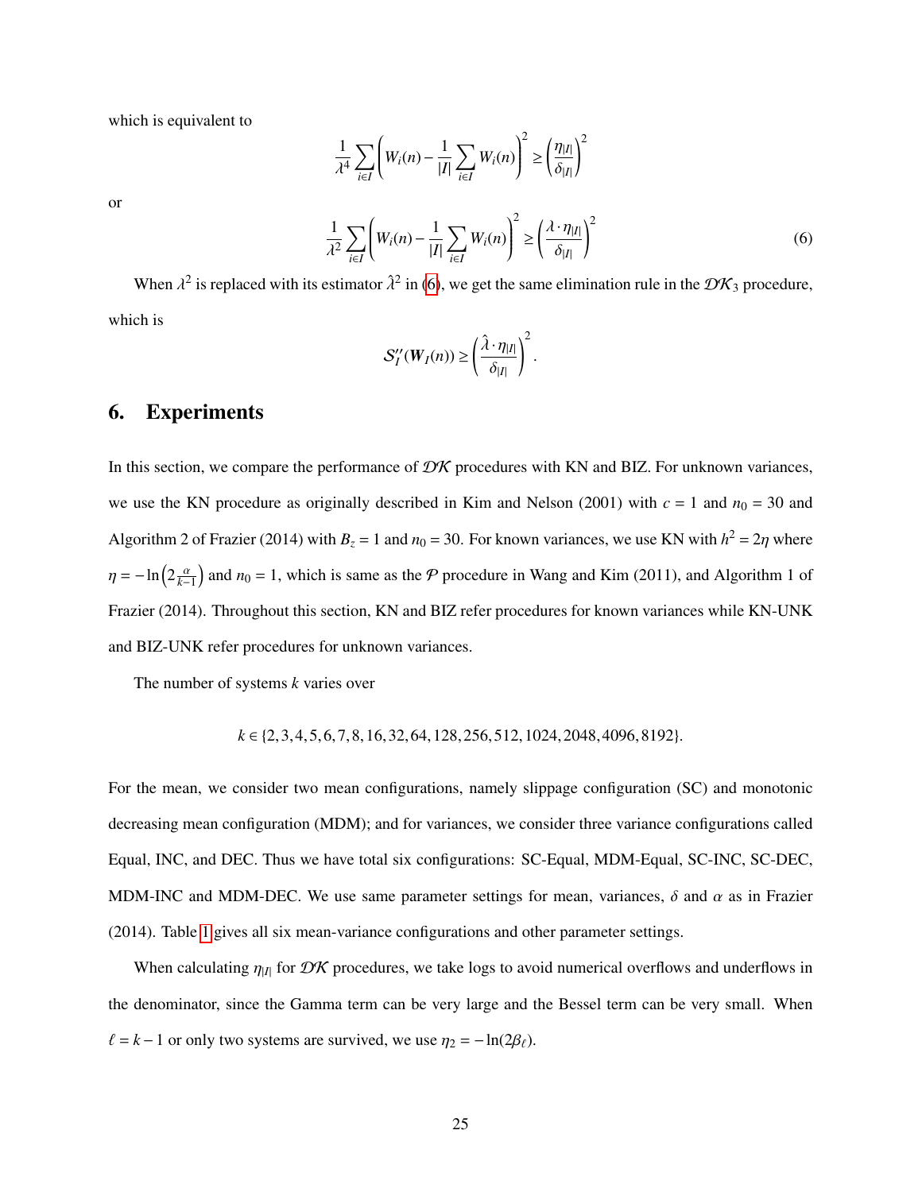which is equivalent to

$$\frac{1}{\lambda^4} \sum_{i \in I} \left( W_i(n) - \frac{1}{|I|} \sum_{i \in I} W_i(n) \right)^2 \geq \left( \frac{\eta_{|I|}}{\delta_{|I|}} \right)^2$$

or

$$\frac{1}{\lambda^2} \sum_{i \in I} \left( W_i(n) - \frac{1}{|I|} \sum_{i \in I} W_i(n) \right)^2 \geq \left( \frac{\lambda \cdot \eta_{|I|}}{\delta_{|I|}} \right)^2 \tag{6}$$

When $\lambda^2$ is replaced with its estimator $\hat{\lambda}^2$ in (6), we get the same elimination rule in the $\mathcal{DK}_3$ procedure, which is

$$\mathcal{S}''_I(\boldsymbol{W}_I(n)) \geq \left( \frac{\hat{\lambda} \cdot \eta_{|I|}}{\delta_{|I|}} \right)^2.$$

## 6. Experiments

In this section, we compare the performance of $\mathcal{DK}$ procedures with KN and BIZ. For unknown variances, we use the KN procedure as originally described in Kim and Nelson (2001) with $c = 1$ and $n_0 = 30$ and Algorithm 2 of Frazier (2014) with $B_z = 1$ and $n_0 = 30$. For known variances, we use KN with $h^2 = 2\eta$ where $\eta = -\ln\left(2\frac{\alpha}{k-1}\right)$ and $n_0 = 1$, which is same as the $\mathcal{P}$ procedure in Wang and Kim (2011), and Algorithm 1 of Frazier (2014). Throughout this section, KN and BIZ refer procedures for known variances while KN-UNK and BIZ-UNK refer procedures for unknown variances.

The number of systems $k$ varies over

$$k \in \{2, 3, 4, 5, 6, 7, 8, 16, 32, 64, 128, 256, 512, 1024, 2048, 4096, 8192\}.$$

For the mean, we consider two mean configurations, namely slippage configuration (SC) and monotonic decreasing mean configuration (MDM); and for variances, we consider three variance configurations called Equal, INC, and DEC. Thus we have total six configurations: SC-Equal, MDM-Equal, SC-INC, SC-DEC, MDM-INC and MDM-DEC. We use same parameter settings for mean, variances, $\delta$ and $\alpha$ as in Frazier (2014). Table 1 gives all six mean-variance configurations and other parameter settings.

When calculating $\eta_{|I|}$ for $\mathcal{DK}$ procedures, we take logs to avoid numerical overflows and underflows in the denominator, since the Gamma term can be very large and the Bessel term can be very small. When $\ell = k - 1$ or only two systems are survived, we use $\eta_2 = -\ln(2\beta_\ell)$.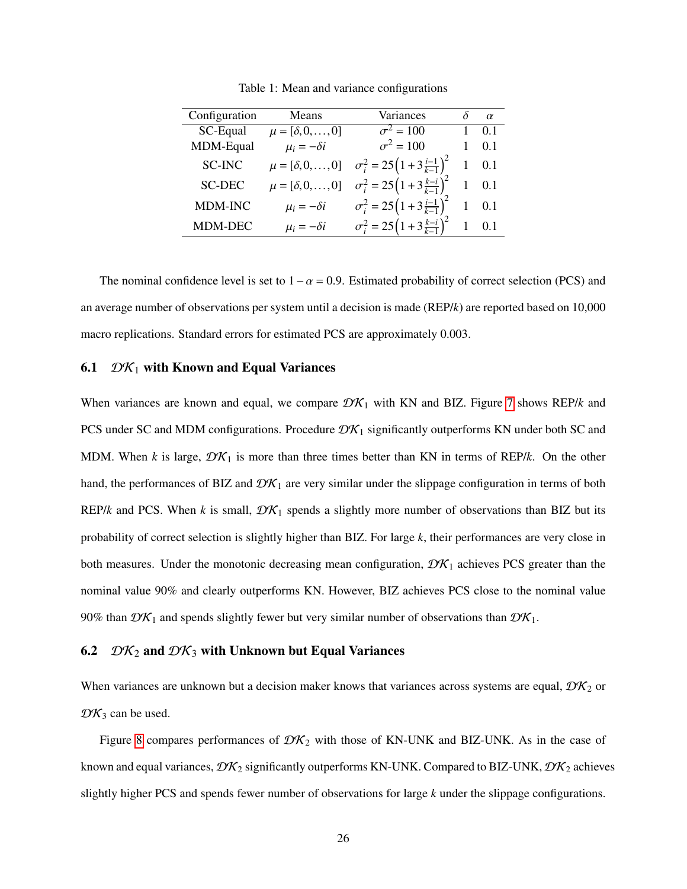Table 1: Mean and variance configurations

| Configuration | Means | Variances | $\delta$ | $\alpha$ |
|---|---|---|---|---|
| SC-Equal | $\mu = [\delta, 0, \ldots, 0]$ | $\sigma^2 = 100$ | 1 | 0.1 |
| MDM-Equal | $\mu_i = -\delta i$ | $\sigma^2 = 100$ | 1 | 0.1 |
| SC-INC | $\mu = [\delta, 0, \ldots, 0]$ | $\sigma_i^2 = 25\left(1 + 3\frac{i-1}{k-1}\right)^2$ | 1 | 0.1 |
| SC-DEC | $\mu = [\delta, 0, \ldots, 0]$ | $\sigma_i^2 = 25\left(1 + 3\frac{k-i}{k-1}\right)^2$ | 1 | 0.1 |
| MDM-INC | $\mu_i = -\delta i$ | $\sigma_i^2 = 25\left(1 + 3\frac{i-1}{k-1}\right)^2$ | 1 | 0.1 |
| MDM-DEC | $\mu_i = -\delta i$ | $\sigma_i^2 = 25\left(1 + 3\frac{k-i}{k-1}\right)^2$ | 1 | 0.1 |

The nominal confidence level is set to $1 - \alpha = 0.9$. Estimated probability of correct selection (PCS) and an average number of observations per system until a decision is made (REP/$k$) are reported based on 10,000 macro replications. Standard errors for estimated PCS are approximately 0.003.

### 6.1 $\mathcal{DK}_1$ with Known and Equal Variances

When variances are known and equal, we compare $\mathcal{DK}_1$ with KN and BIZ. Figure 7 shows REP/$k$ and PCS under SC and MDM configurations. Procedure $\mathcal{DK}_1$ significantly outperforms KN under both SC and MDM. When $k$ is large, $\mathcal{DK}_1$ is more than three times better than KN in terms of REP/$k$. On the other hand, the performances of BIZ and $\mathcal{DK}_1$ are very similar under the slippage configuration in terms of both REP/$k$ and PCS. When $k$ is small, $\mathcal{DK}_1$ spends a slightly more number of observations than BIZ but its probability of correct selection is slightly higher than BIZ. For large $k$, their performances are very close in both measures. Under the monotonic decreasing mean configuration, $\mathcal{DK}_1$ achieves PCS greater than the nominal value 90% and clearly outperforms KN. However, BIZ achieves PCS close to the nominal value 90% than $\mathcal{DK}_1$ and spends slightly fewer but very similar number of observations than $\mathcal{DK}_1$.

### 6.2 $\mathcal{DK}_2$ and $\mathcal{DK}_3$ with Unknown but Equal Variances

When variances are unknown but a decision maker knows that variances across systems are equal, $\mathcal{DK}_2$ or $\mathcal{DK}_3$ can be used.

Figure 8 compares performances of $\mathcal{DK}_2$ with those of KN-UNK and BIZ-UNK. As in the case of known and equal variances, $\mathcal{DK}_2$ significantly outperforms KN-UNK. Compared to BIZ-UNK, $\mathcal{DK}_2$ achieves slightly higher PCS and spends fewer number of observations for large $k$ under the slippage configurations.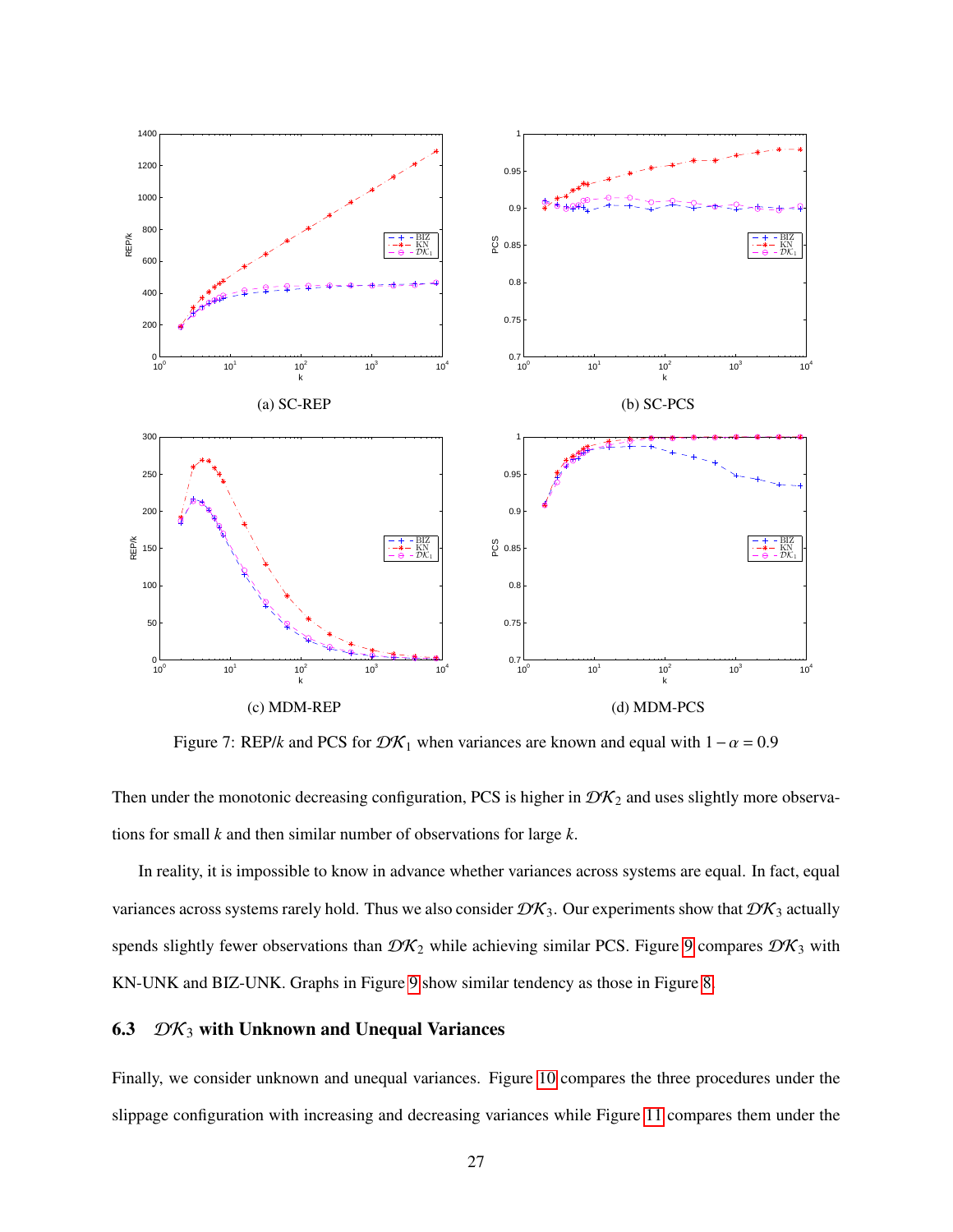(a) SC-REP

(b) SC-PCS

(c) MDM-REP

(d) MDM-PCS

Figure 7: REP/$k$ and PCS for $\mathcal{DK}_1$ when variances are known and equal with $1-\alpha = 0.9$

Then under the monotonic decreasing configuration, PCS is higher in $\mathcal{DK}_2$ and uses slightly more observations for small $k$ and then similar number of observations for large $k$.

In reality, it is impossible to know in advance whether variances across systems are equal. In fact, equal variances across systems rarely hold. Thus we also consider $\mathcal{DK}_3$. Our experiments show that $\mathcal{DK}_3$ actually spends slightly fewer observations than $\mathcal{DK}_2$ while achieving similar PCS. Figure 9 compares $\mathcal{DK}_3$ with KN-UNK and BIZ-UNK. Graphs in Figure 9 show similar tendency as those in Figure 8.

### 6.3 $\mathcal{DK}_3$ with Unknown and Unequal Variances

Finally, we consider unknown and unequal variances. Figure 10 compares the three procedures under the slippage configuration with increasing and decreasing variances while Figure 11 compares them under the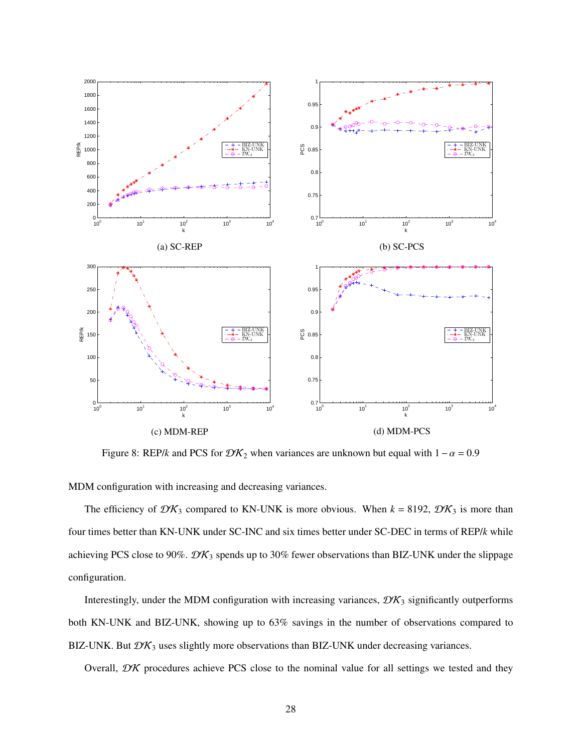(a) SC-REP

(b) SC-PCS

(c) MDM-REP

(d) MDM-PCS

Figure 8: REP/$k$ and PCS for $\mathcal{DK}_2$ when variances are unknown but equal with $1 - \alpha = 0.9$

MDM configuration with increasing and decreasing variances.

The efficiency of $\mathcal{DK}_3$ compared to KN-UNK is more obvious. When $k = 8192$, $\mathcal{DK}_3$ is more than four times better than KN-UNK under SC-INC and six times better under SC-DEC in terms of REP/$k$ while achieving PCS close to 90%. $\mathcal{DK}_3$ spends up to 30% fewer observations than BIZ-UNK under the slippage configuration.

Interestingly, under the MDM configuration with increasing variances, $\mathcal{DK}_3$ significantly outperforms both KN-UNK and BIZ-UNK, showing up to 63% savings in the number of observations compared to BIZ-UNK. But $\mathcal{DK}_3$ uses slightly more observations than BIZ-UNK under decreasing variances.

Overall, $\mathcal{DK}$ procedures achieve PCS close to the nominal value for all settings we tested and they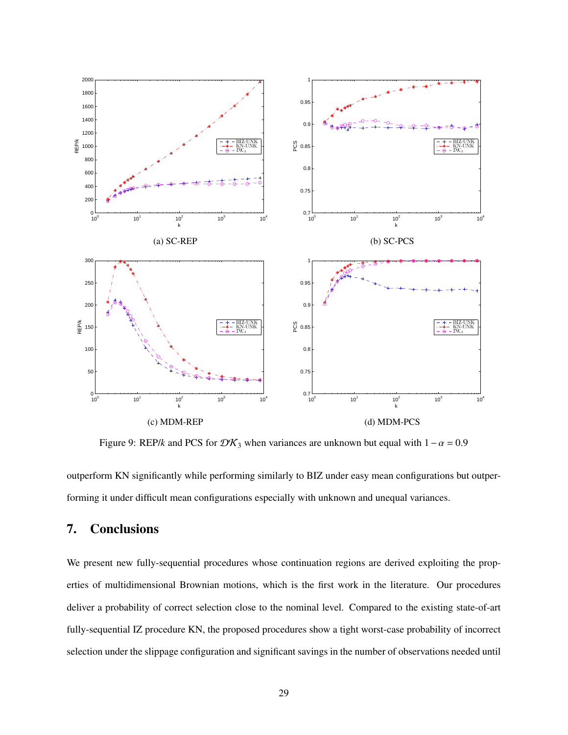(a) SC-REP

(b) SC-PCS

(c) MDM-REP

(d) MDM-PCS

Figure 9: REP/$k$ and PCS for $\mathcal{DK}_3$ when variances are unknown but equal with $1-\alpha = 0.9$

outperform KN significantly while performing similarly to BIZ under easy mean configurations but outperforming it under difficult mean configurations especially with unknown and unequal variances.

## 7. Conclusions

We present new fully-sequential procedures whose continuation regions are derived exploiting the properties of multidimensional Brownian motions, which is the first work in the literature. Our procedures deliver a probability of correct selection close to the nominal level. Compared to the existing state-of-art fully-sequential IZ procedure KN, the proposed procedures show a tight worst-case probability of incorrect selection under the slippage configuration and significant savings in the number of observations needed until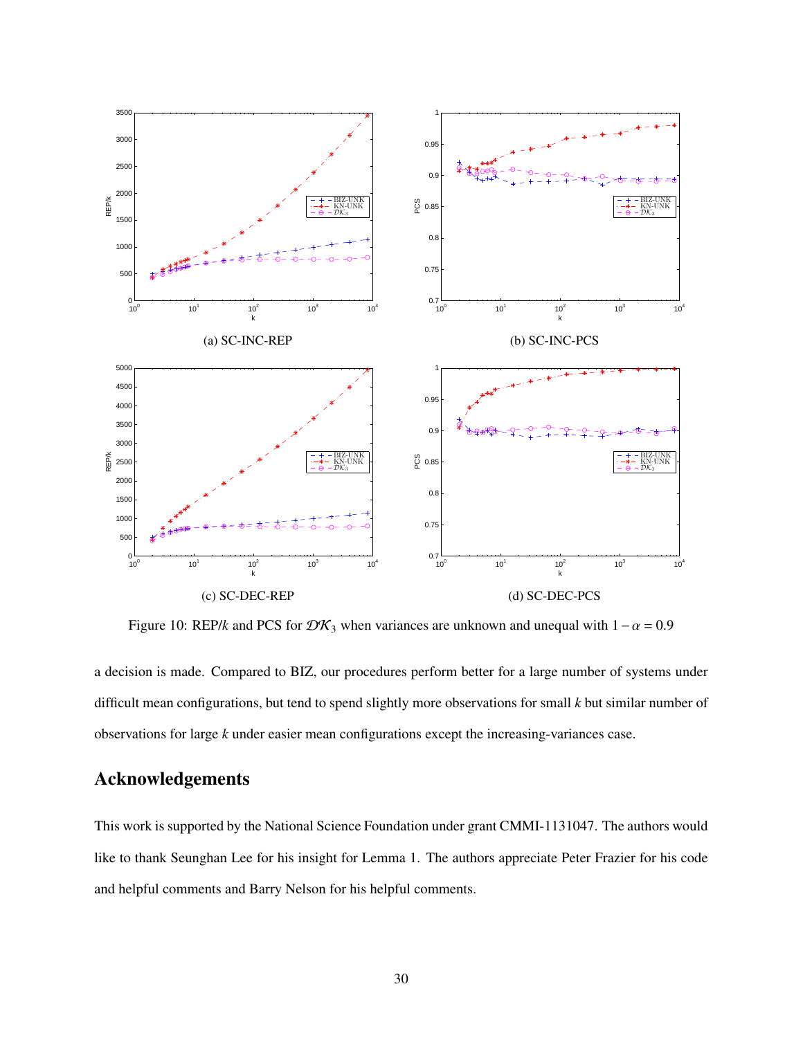(a) SC-INC-REP

(b) SC-INC-PCS

(c) SC-DEC-REP

(d) SC-DEC-PCS

Figure 10: REP/$k$ and PCS for $\mathcal{DK}_3$ when variances are unknown and unequal with $1-\alpha = 0.9$

a decision is made. Compared to BIZ, our procedures perform better for a large number of systems under difficult mean configurations, but tend to spend slightly more observations for small $k$ but similar number of observations for large $k$ under easier mean configurations except the increasing-variances case.

## Acknowledgements

This work is supported by the National Science Foundation under grant CMMI-1131047. The authors would like to thank Seunghan Lee for his insight for Lemma 1. The authors appreciate Peter Frazier for his code and helpful comments and Barry Nelson for his helpful comments.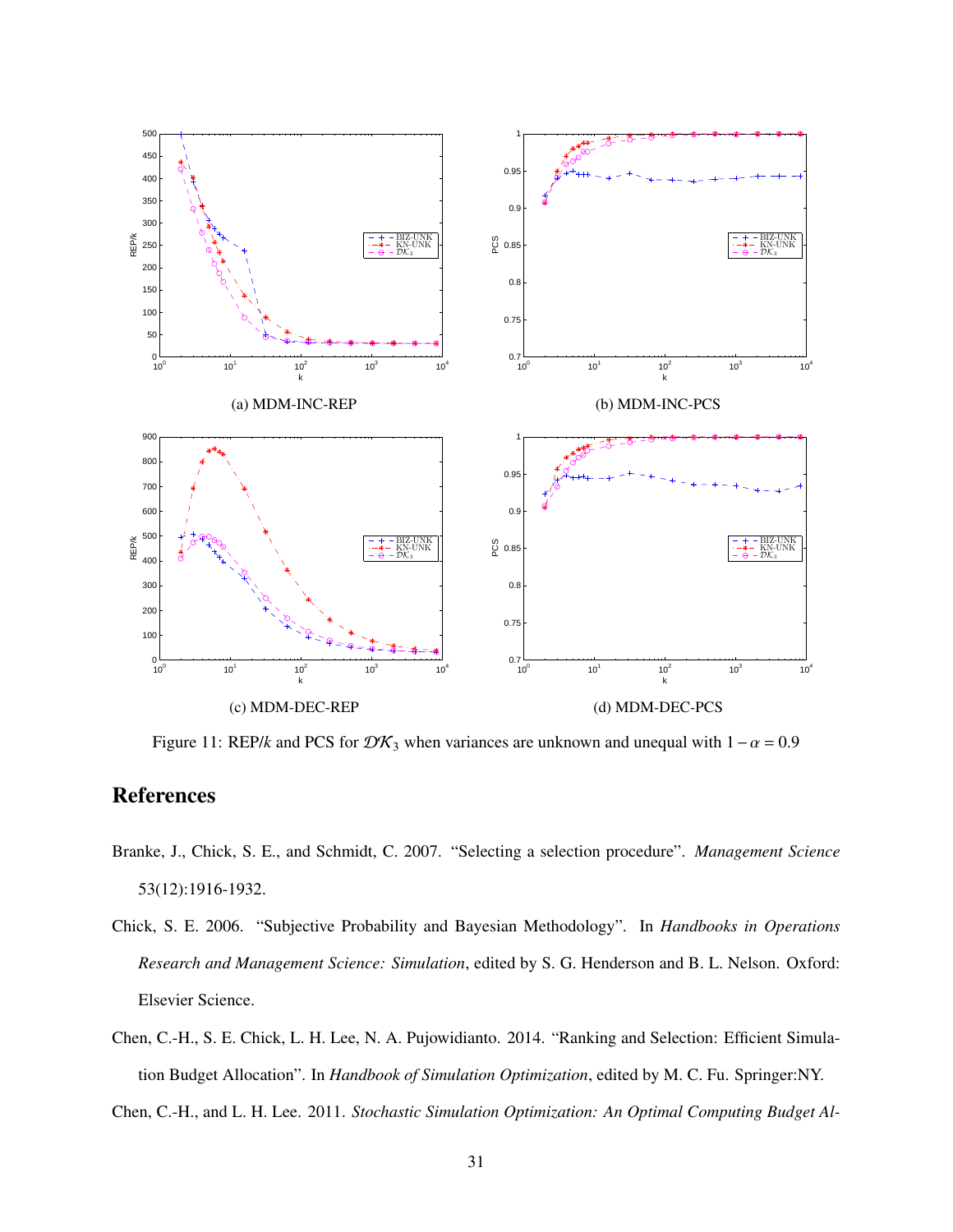(a) MDM-INC-REP

(b) MDM-INC-PCS

(c) MDM-DEC-REP

(d) MDM-DEC-PCS

Figure 11: REP/$k$ and PCS for $\mathcal{DK}_3$ when variances are unknown and unequal with $1-\alpha = 0.9$

# References

Branke, J., Chick, S. E., and Schmidt, C. 2007. "Selecting a selection procedure". *Management Science* 53(12):1916-1932.

Chick, S. E. 2006. "Subjective Probability and Bayesian Methodology". In *Handbooks in Operations Research and Management Science: Simulation*, edited by S. G. Henderson and B. L. Nelson. Oxford: Elsevier Science.

Chen, C.-H., S. E. Chick, L. H. Lee, N. A. Pujowidianto. 2014. "Ranking and Selection: Efficient Simulation Budget Allocation". In *Handbook of Simulation Optimization*, edited by M. C. Fu. Springer:NY.

Chen, C.-H., and L. H. Lee. 2011. *Stochastic Simulation Optimization: An Optimal Computing Budget Al-*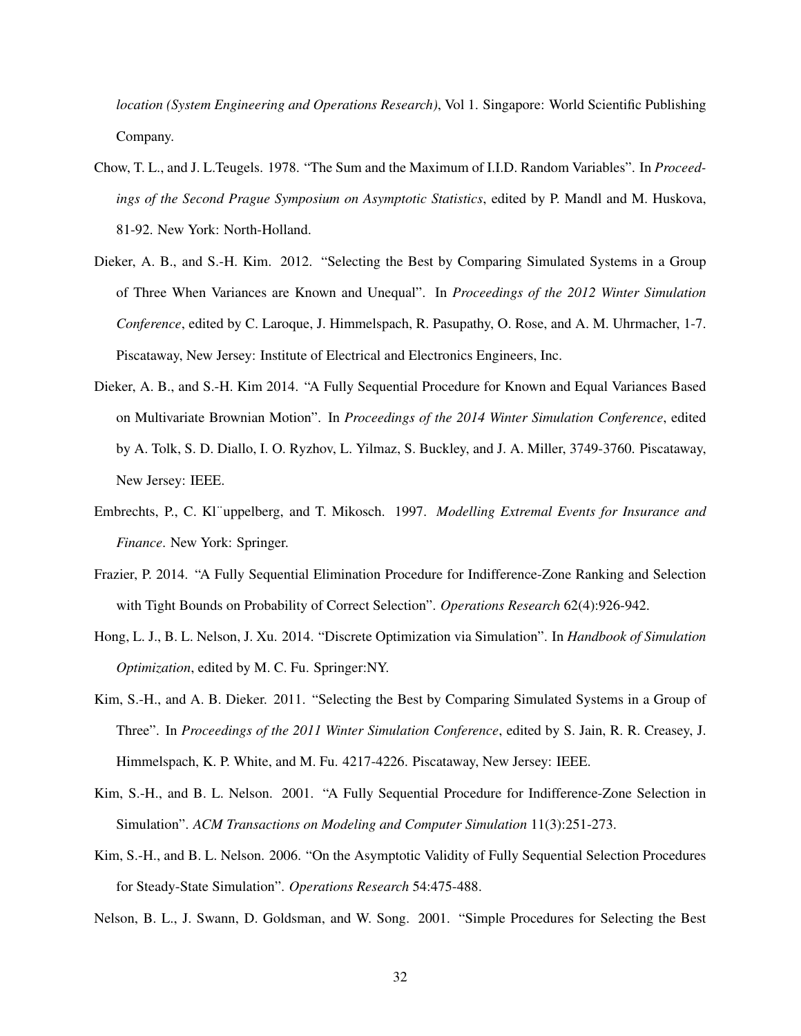*location (System Engineering and Operations Research)*, Vol 1. Singapore: World Scientific Publishing Company.

Chow, T. L., and J. L.Teugels. 1978. "The Sum and the Maximum of I.I.D. Random Variables". In *Proceedings of the Second Prague Symposium on Asymptotic Statistics*, edited by P. Mandl and M. Huskova, 81-92. New York: North-Holland.

Dieker, A. B., and S.-H. Kim. 2012. "Selecting the Best by Comparing Simulated Systems in a Group of Three When Variances are Known and Unequal". In *Proceedings of the 2012 Winter Simulation Conference*, edited by C. Laroque, J. Himmelspach, R. Pasupathy, O. Rose, and A. M. Uhrmacher, 1-7. Piscataway, New Jersey: Institute of Electrical and Electronics Engineers, Inc.

Dieker, A. B., and S.-H. Kim 2014. "A Fully Sequential Procedure for Known and Equal Variances Based on Multivariate Brownian Motion". In *Proceedings of the 2014 Winter Simulation Conference*, edited by A. Tolk, S. D. Diallo, I. O. Ryzhov, L. Yilmaz, S. Buckley, and J. A. Miller, 3749-3760. Piscataway, New Jersey: IEEE.

Embrechts, P., C. Kl¨uppelberg, and T. Mikosch. 1997. *Modelling Extremal Events for Insurance and Finance*. New York: Springer.

Frazier, P. 2014. "A Fully Sequential Elimination Procedure for Indifference-Zone Ranking and Selection with Tight Bounds on Probability of Correct Selection". *Operations Research* 62(4):926-942.

Hong, L. J., B. L. Nelson, J. Xu. 2014. "Discrete Optimization via Simulation". In *Handbook of Simulation Optimization*, edited by M. C. Fu. Springer:NY.

Kim, S.-H., and A. B. Dieker. 2011. "Selecting the Best by Comparing Simulated Systems in a Group of Three". In *Proceedings of the 2011 Winter Simulation Conference*, edited by S. Jain, R. R. Creasey, J. Himmelspach, K. P. White, and M. Fu. 4217-4226. Piscataway, New Jersey: IEEE.

Kim, S.-H., and B. L. Nelson. 2001. "A Fully Sequential Procedure for Indifference-Zone Selection in Simulation". *ACM Transactions on Modeling and Computer Simulation* 11(3):251-273.

Kim, S.-H., and B. L. Nelson. 2006. "On the Asymptotic Validity of Fully Sequential Selection Procedures for Steady-State Simulation". *Operations Research* 54:475-488.

Nelson, B. L., J. Swann, D. Goldsman, and W. Song. 2001. "Simple Procedures for Selecting the Best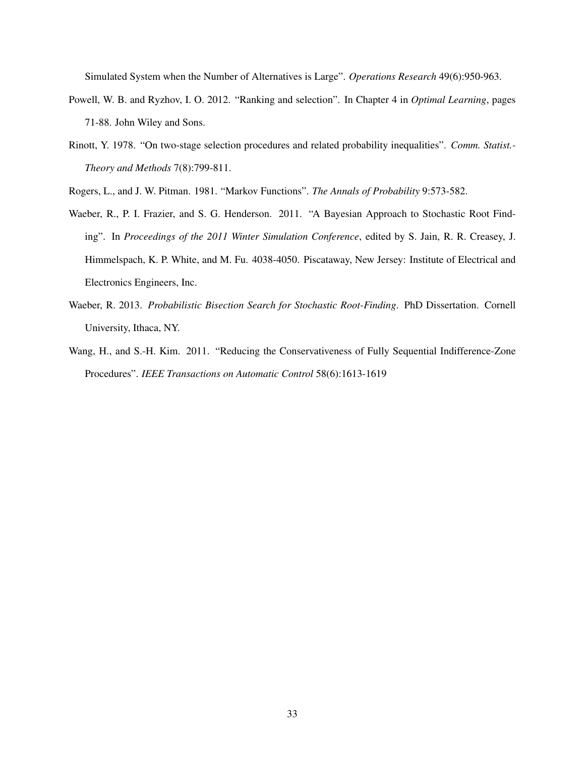Simulated System when the Number of Alternatives is Large". *Operations Research* 49(6):950-963.

Powell, W. B. and Ryzhov, I. O. 2012. "Ranking and selection". In Chapter 4 in *Optimal Learning*, pages 71-88. John Wiley and Sons.

Rinott, Y. 1978. "On two-stage selection procedures and related probability inequalities". *Comm. Statist.-Theory and Methods* 7(8):799-811.

Rogers, L., and J. W. Pitman. 1981. "Markov Functions". *The Annals of Probability* 9:573-582.

Waeber, R., P. I. Frazier, and S. G. Henderson. 2011. "A Bayesian Approach to Stochastic Root Finding". In *Proceedings of the 2011 Winter Simulation Conference*, edited by S. Jain, R. R. Creasey, J. Himmelspach, K. P. White, and M. Fu. 4038-4050. Piscataway, New Jersey: Institute of Electrical and Electronics Engineers, Inc.

Waeber, R. 2013. *Probabilistic Bisection Search for Stochastic Root-Finding*. PhD Dissertation. Cornell University, Ithaca, NY.

Wang, H., and S.-H. Kim. 2011. "Reducing the Conservativeness of Fully Sequential Indifference-Zone Procedures". *IEEE Transactions on Automatic Control* 58(6):1613-1619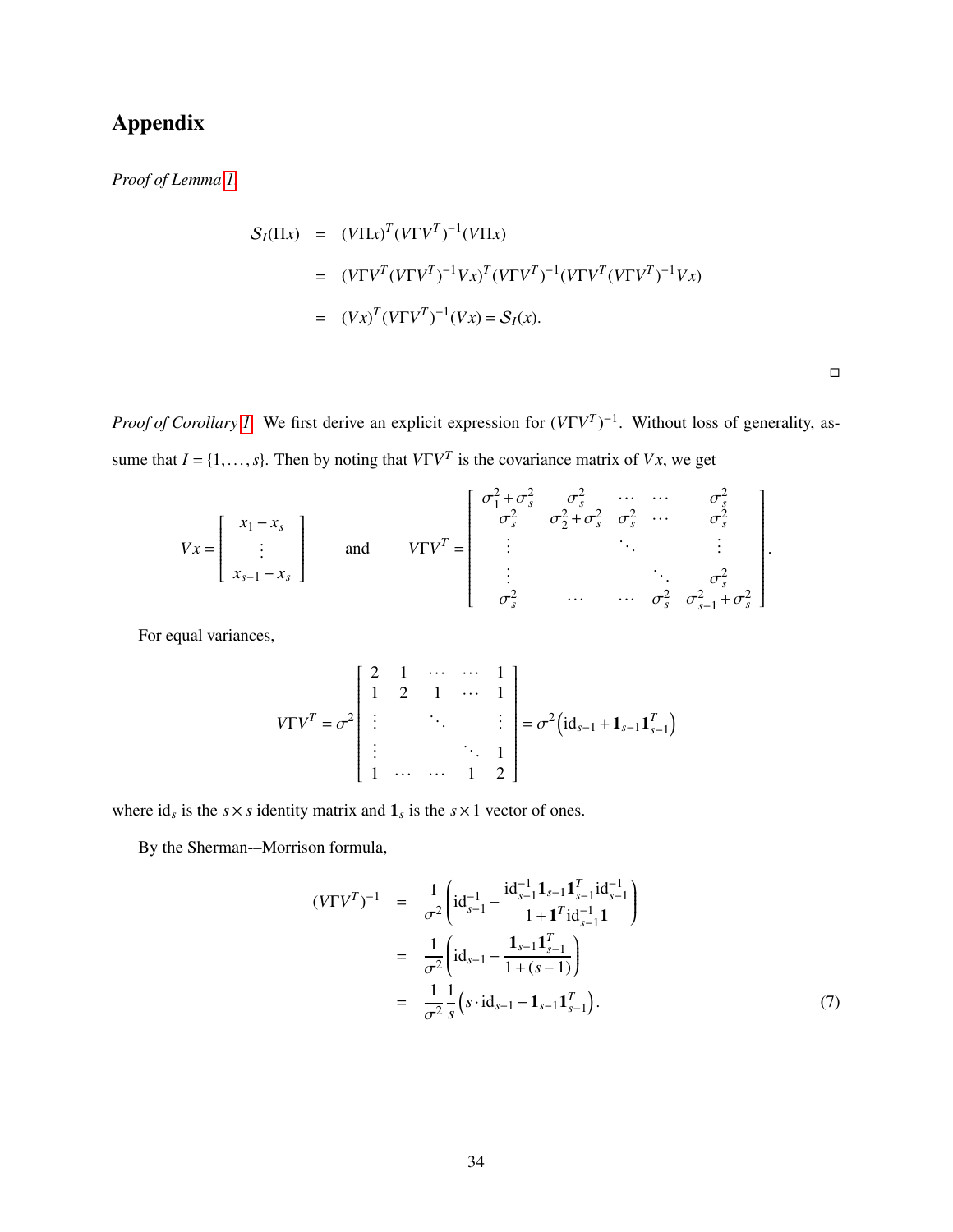# Appendix

*Proof of Lemma 1.*

$$
\begin{aligned}
\mathcal{S}_I(\Pi x) &= (V\Pi x)^T (V\Gamma V^T)^{-1} (V\Pi x) \\
&= (V\Gamma V^T (V\Gamma V^T)^{-1} V x)^T (V\Gamma V^T)^{-1} (V\Gamma V^T (V\Gamma V^T)^{-1} V x) \\
&= (Vx)^T (V\Gamma V^T)^{-1} (Vx) = \mathcal{S}_I(x).
\end{aligned}
$$

□

*Proof of Corollary 1.* We first derive an explicit expression for $(V\Gamma V^T)^{-1}$. Without loss of generality, assume that $I = \{1, \ldots, s\}$. Then by noting that $V\Gamma V^T$ is the covariance matrix of $Vx$, we get

$$
Vx = \begin{bmatrix} x_1 - x_s \\ \vdots \\ x_{s-1} - x_s \end{bmatrix} \qquad \text{and} \qquad V\Gamma V^T = \begin{bmatrix} \sigma_1^2 + \sigma_s^2 & \sigma_s^2 & \cdots & \cdots & \sigma_s^2 \\ \sigma_s^2 & \sigma_2^2 + \sigma_s^2 & \sigma_s^2 & \cdots & \sigma_s^2 \\ \vdots & & \ddots & & \vdots \\ \vdots & & & \ddots & \sigma_s^2 \\ \sigma_s^2 & \cdots & \cdots & \sigma_s^2 & \sigma_{s-1}^2 + \sigma_s^2 \end{bmatrix}.
$$

For equal variances,

$$
V\Gamma V^T = \sigma^2 \begin{bmatrix} 2 & 1 & \cdots & \cdots & 1 \\ 1 & 2 & 1 & \cdots & 1 \\ \vdots & & \ddots & & \vdots \\ \vdots & & & \ddots & 1 \\ 1 & \cdots & \cdots & 1 & 2 \end{bmatrix} = \sigma^2 \left( \mathrm{id}_{s-1} + \mathbf{1}_{s-1} \mathbf{1}_{s-1}^T \right)
$$

where $\mathrm{id}_s$ is the $s \times s$ identity matrix and $\mathbf{1}_s$ is the $s \times 1$ vector of ones.

By the Sherman-–Morrison formula,

$$
\begin{aligned}
(V\Gamma V^T)^{-1} &= \frac{1}{\sigma^2} \left( \mathrm{id}_{s-1}^{-1} - \frac{\mathrm{id}_{s-1}^{-1} \mathbf{1}_{s-1} \mathbf{1}_{s-1}^T \mathrm{id}_{s-1}^{-1}}{1 + \mathbf{1}^T \mathrm{id}_{s-1}^{-1} \mathbf{1}} \right) \\
&= \frac{1}{\sigma^2} \left( \mathrm{id}_{s-1} - \frac{\mathbf{1}_{s-1} \mathbf{1}_{s-1}^T}{1 + (s-1)} \right) \\
&= \frac{1}{\sigma^2} \frac{1}{s} \left( s \cdot \mathrm{id}_{s-1} - \mathbf{1}_{s-1} \mathbf{1}_{s-1}^T \right). \qquad (7)
\end{aligned}
$$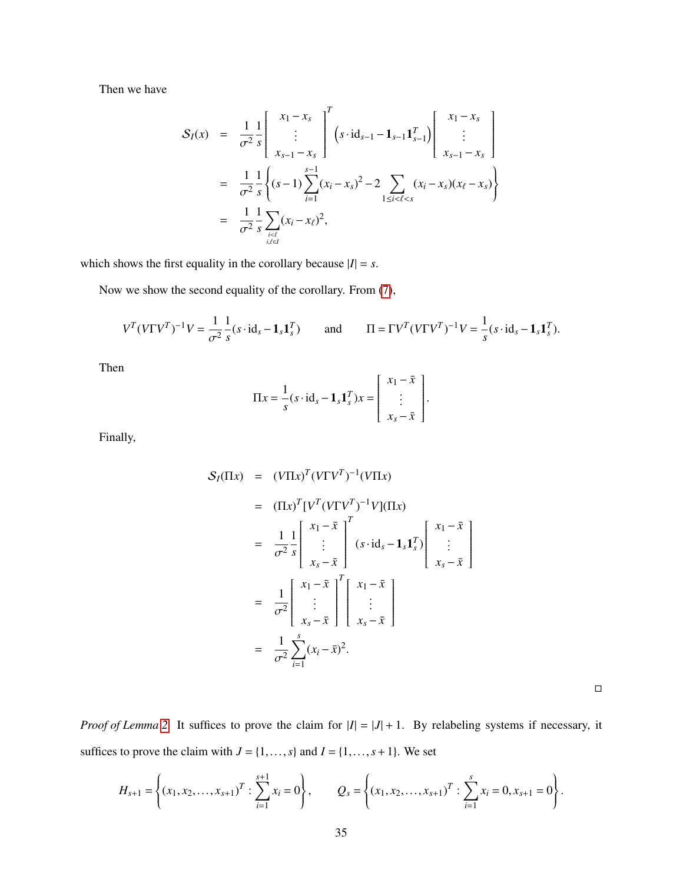Then we have

$$
\begin{aligned}
\mathcal{S}_I(x) &= \frac{1}{\sigma^2}\frac{1}{s}\begin{bmatrix} x_1 - x_s \\ \vdots \\ x_{s-1} - x_s \end{bmatrix}^T \left(s \cdot \mathrm{id}_{s-1} - \mathbf{1}_{s-1}\mathbf{1}_{s-1}^T\right) \begin{bmatrix} x_1 - x_s \\ \vdots \\ x_{s-1} - x_s \end{bmatrix} \\
&= \frac{1}{\sigma^2}\frac{1}{s}\left\{(s-1)\sum_{i=1}^{s-1}(x_i - x_s)^2 - 2\sum_{1 \le i < \ell < s}(x_i - x_s)(x_\ell - x_s)\right\} \\
&= \frac{1}{\sigma^2}\frac{1}{s}\sum_{\substack{i<\ell \\ i,\ell \in I}}(x_i - x_\ell)^2,
\end{aligned}
$$

which shows the first equality in the corollary because $|I| = s$.

Now we show the second equality of the corollary. From (7),

$$
V^T(V\Gamma V^T)^{-1}V = \frac{1}{\sigma^2}\frac{1}{s}(s \cdot \mathrm{id}_s - \mathbf{1}_s\mathbf{1}_s^T) \qquad \text{and} \qquad \Pi = \Gamma V^T(V\Gamma V^T)^{-1}V = \frac{1}{s}(s \cdot \mathrm{id}_s - \mathbf{1}_s\mathbf{1}_s^T).
$$

Then

$$
\Pi x = \frac{1}{s}(s \cdot \mathrm{id}_s - \mathbf{1}_s\mathbf{1}_s^T)x = \begin{bmatrix} x_1 - \bar{x} \\ \vdots \\ x_s - \bar{x} \end{bmatrix}.
$$

Finally,

$$
\begin{aligned}
\mathcal{S}_I(\Pi x) &= (V\Pi x)^T(V\Gamma V^T)^{-1}(V\Pi x) \\
&= (\Pi x)^T[V^T(V\Gamma V^T)^{-1}V](\Pi x) \\
&= \frac{1}{\sigma^2}\frac{1}{s}\begin{bmatrix} x_1 - \bar{x} \\ \vdots \\ x_s - \bar{x} \end{bmatrix}^T (s \cdot \mathrm{id}_s - \mathbf{1}_s\mathbf{1}_s^T) \begin{bmatrix} x_1 - \bar{x} \\ \vdots \\ x_s - \bar{x} \end{bmatrix} \\
&= \frac{1}{\sigma^2}\begin{bmatrix} x_1 - \bar{x} \\ \vdots \\ x_s - \bar{x} \end{bmatrix}^T \begin{bmatrix} x_1 - \bar{x} \\ \vdots \\ x_s - \bar{x} \end{bmatrix} \\
&= \frac{1}{\sigma^2}\sum_{i=1}^{s}(x_i - \bar{x})^2.
\end{aligned}
$$

□

*Proof of Lemma 2.* It suffices to prove the claim for $|I| = |J| + 1$. By relabeling systems if necessary, it suffices to prove the claim with $J = \{1, \ldots, s\}$ and $I = \{1, \ldots, s+1\}$. We set

$$
H_{s+1} = \left\{(x_1, x_2, \ldots, x_{s+1})^T : \sum_{i=1}^{s+1} x_i = 0\right\}, \qquad Q_s = \left\{(x_1, x_2, \ldots, x_{s+1})^T : \sum_{i=1}^{s} x_i = 0, x_{s+1} = 0\right\}.
$$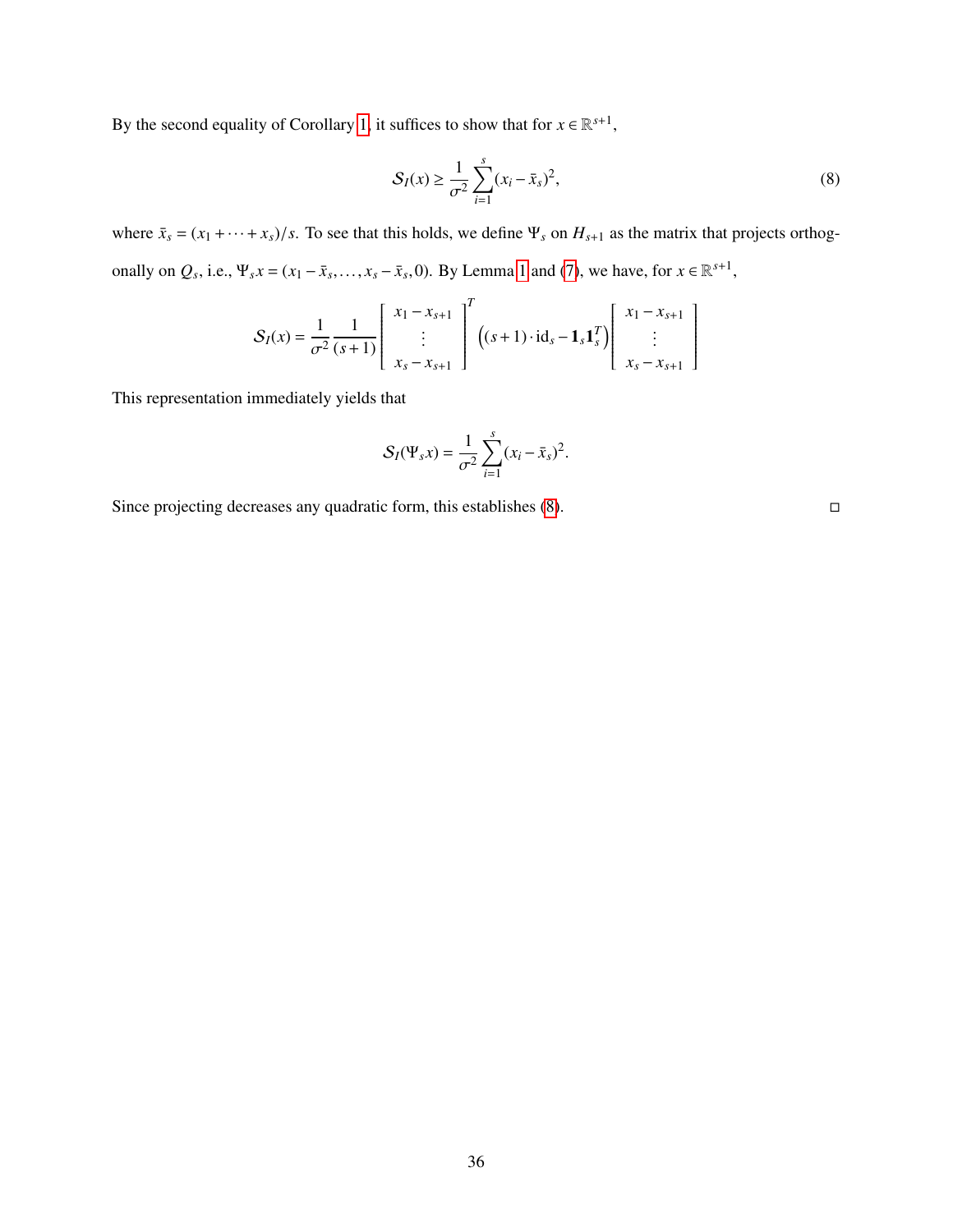By the second equality of Corollary 1, it suffices to show that for $x \in \mathbb{R}^{s+1}$,

$$\mathcal{S}_I(x) \geq \frac{1}{\sigma^2} \sum_{i=1}^{s} (x_i - \bar{x}_s)^2, \tag{8}$$

where $\bar{x}_s = (x_1 + \cdots + x_s)/s$. To see that this holds, we define $\Psi_s$ on $H_{s+1}$ as the matrix that projects orthogonally on $Q_s$, i.e., $\Psi_s x = (x_1 - \bar{x}_s, \ldots, x_s - \bar{x}_s, 0)$. By Lemma 1 and (7), we have, for $x \in \mathbb{R}^{s+1}$,

$$\mathcal{S}_I(x) = \frac{1}{\sigma^2} \frac{1}{(s+1)} \begin{bmatrix} x_1 - x_{s+1} \\ \vdots \\ x_s - x_{s+1} \end{bmatrix}^T \Big( (s+1) \cdot \mathrm{id}_s - \mathbf{1}_s \mathbf{1}_s^T \Big) \begin{bmatrix} x_1 - x_{s+1} \\ \vdots \\ x_s - x_{s+1} \end{bmatrix}$$

This representation immediately yields that

$$\mathcal{S}_I(\Psi_s x) = \frac{1}{\sigma^2} \sum_{i=1}^{s} (x_i - \bar{x}_s)^2.$$

Since projecting decreases any quadratic form, this establishes (8). $\square$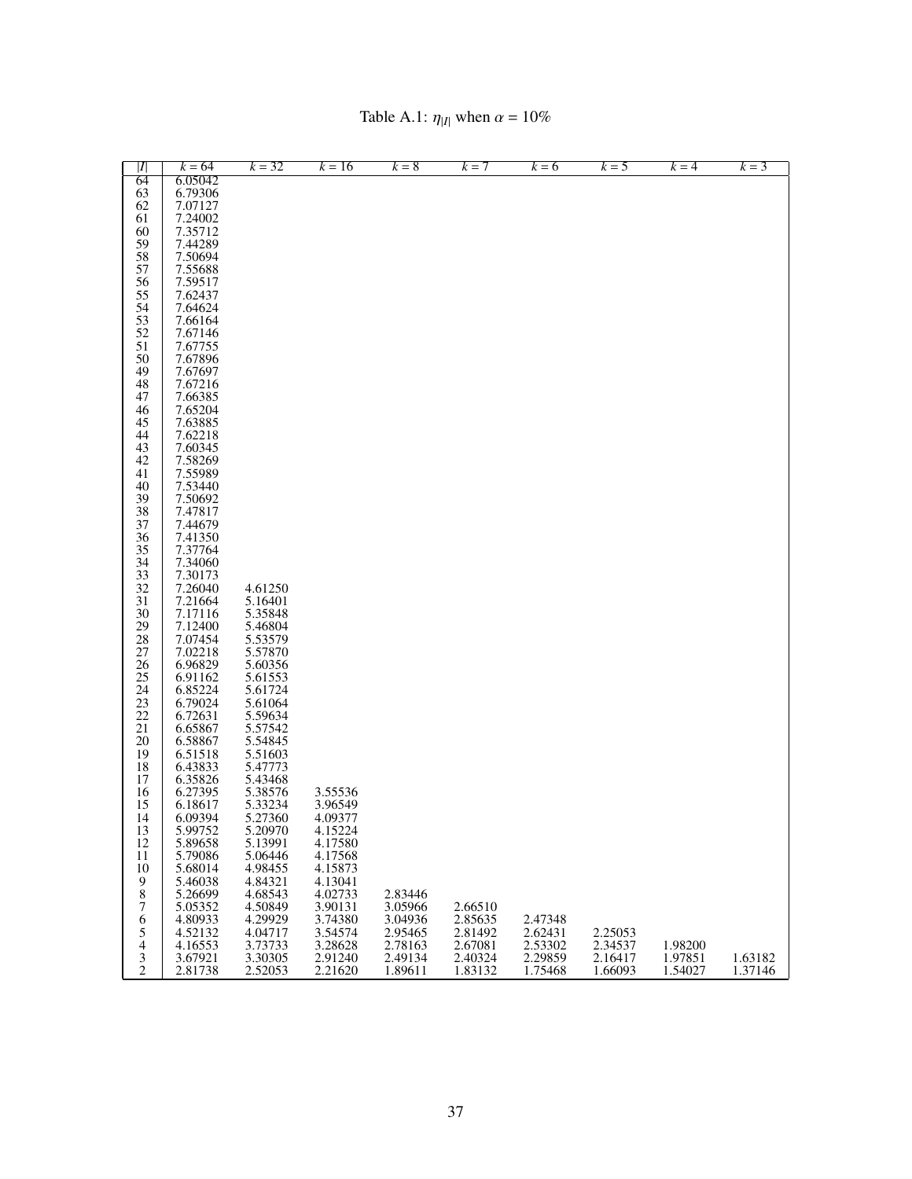Table A.1: $\eta_{|I|}$ when $\alpha = 10\%$

| $\lvert I\rvert$ | $k = 64$ | $k = 32$ | $k = 16$ | $k = 8$ | $k = 7$ | $k = 6$ | $k = 5$ | $k = 4$ | $k = 3$ |
|---|---|---|---|---|---|---|---|---|---|
| 64 | 6.05042 | | | | | | | | |
| 63 | 6.79306 | | | | | | | | |
| 62 | 7.07127 | | | | | | | | |
| 61 | 7.24002 | | | | | | | | |
| 60 | 7.35712 | | | | | | | | |
| 59 | 7.44289 | | | | | | | | |
| 58 | 7.50694 | | | | | | | | |
| 57 | 7.55688 | | | | | | | | |
| 56 | 7.59517 | | | | | | | | |
| 55 | 7.62437 | | | | | | | | |
| 54 | 7.64624 | | | | | | | | |
| 53 | 7.66164 | | | | | | | | |
| 52 | 7.67146 | | | | | | | | |
| 51 | 7.67755 | | | | | | | | |
| 50 | 7.67896 | | | | | | | | |
| 49 | 7.67697 | | | | | | | | |
| 48 | 7.67216 | | | | | | | | |
| 47 | 7.66385 | | | | | | | | |
| 46 | 7.65204 | | | | | | | | |
| 45 | 7.63885 | | | | | | | | |
| 44 | 7.62218 | | | | | | | | |
| 43 | 7.60345 | | | | | | | | |
| 42 | 7.58269 | | | | | | | | |
| 41 | 7.55989 | | | | | | | | |
| 40 | 7.53440 | | | | | | | | |
| 39 | 7.50692 | | | | | | | | |
| 38 | 7.47817 | | | | | | | | |
| 37 | 7.44679 | | | | | | | | |
| 36 | 7.41350 | | | | | | | | |
| 35 | 7.37764 | | | | | | | | |
| 34 | 7.34060 | | | | | | | | |
| 33 | 7.30173 | | | | | | | | |
| 32 | 7.26040 | 4.61250 | | | | | | | |
| 31 | 7.21664 | 5.16401 | | | | | | | |
| 30 | 7.17116 | 5.35848 | | | | | | | |
| 29 | 7.12400 | 5.46804 | | | | | | | |
| 28 | 7.07454 | 5.53579 | | | | | | | |
| 27 | 7.02218 | 5.57870 | | | | | | | |
| 26 | 6.96829 | 5.60356 | | | | | | | |
| 25 | 6.91162 | 5.61553 | | | | | | | |
| 24 | 6.85224 | 5.61724 | | | | | | | |
| 23 | 6.79024 | 5.61064 | | | | | | | |
| 22 | 6.72631 | 5.59634 | | | | | | | |
| 21 | 6.65867 | 5.57542 | | | | | | | |
| 20 | 6.58867 | 5.54845 | | | | | | | |
| 19 | 6.51518 | 5.51603 | | | | | | | |
| 18 | 6.43833 | 5.47773 | | | | | | | |
| 17 | 6.35826 | 5.43468 | | | | | | | |
| 16 | 6.27395 | 5.38576 | 3.55536 | | | | | | |
| 15 | 6.18617 | 5.33234 | 3.96549 | | | | | | |
| 14 | 6.09394 | 5.27360 | 4.09377 | | | | | | |
| 13 | 5.99752 | 5.20970 | 4.15224 | | | | | | |
| 12 | 5.89658 | 5.13991 | 4.17580 | | | | | | |
| 11 | 5.79086 | 5.06446 | 4.17568 | | | | | | |
| 10 | 5.68014 | 4.98455 | 4.15873 | | | | | | |
| 9 | 5.46038 | 4.84321 | 4.13041 | | | | | | |
| 8 | 5.26699 | 4.68543 | 4.02733 | 2.83446 | | | | | |
| 7 | 5.05352 | 4.50849 | 3.90131 | 3.05966 | 2.66510 | | | | |
| 6 | 4.80933 | 4.29929 | 3.74380 | 3.04936 | 2.85635 | 2.47348 | | | |
| 5 | 4.52132 | 4.04717 | 3.54574 | 2.95465 | 2.81492 | 2.62431 | 2.25053 | | |
| 4 | 4.16553 | 3.73733 | 3.28628 | 2.78163 | 2.67081 | 2.53302 | 2.34537 | 1.98200 | |
| 3 | 3.67921 | 3.30305 | 2.91240 | 2.49134 | 2.40324 | 2.29859 | 2.16417 | 1.97851 | 1.63182 |
| 2 | 2.81738 | 2.52053 | 2.21620 | 1.89611 | 1.83132 | 1.75468 | 1.66093 | 1.54027 | 1.37146 |